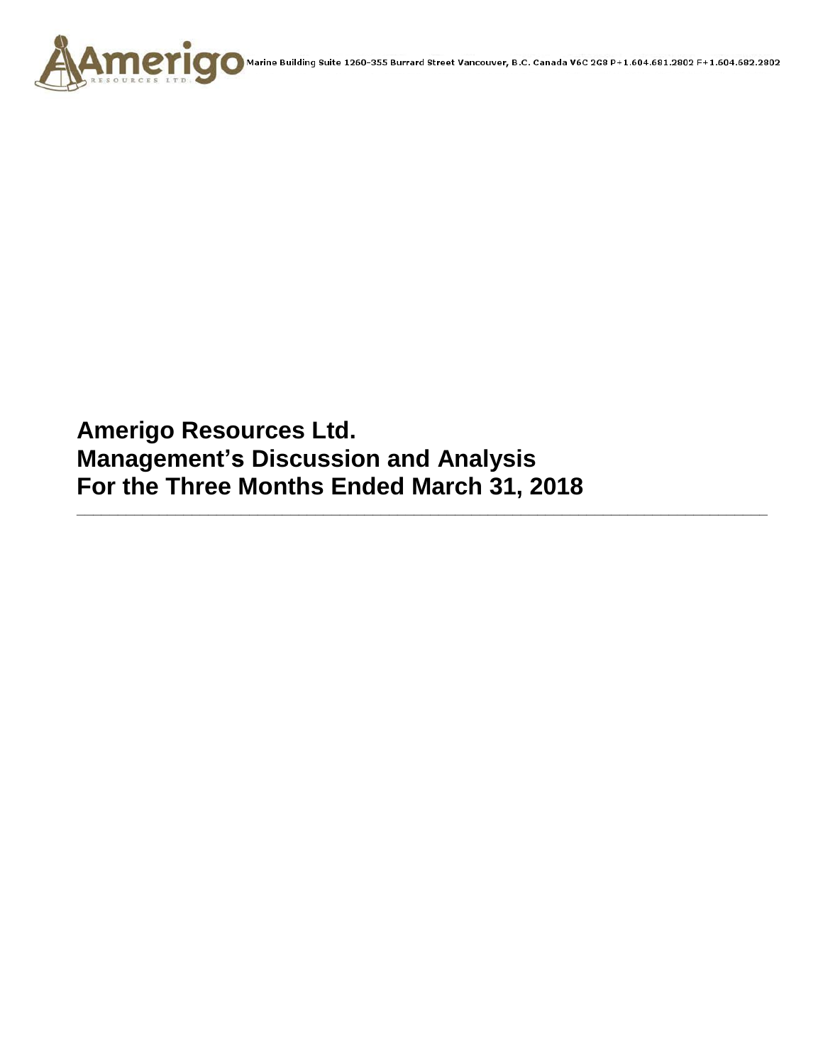Marine Building Suite 1260-355 Burrard Street Vancouver, B.C. Canada V6C 2G8 P+1.604.681.2802 F+1.604.682.2802

# Amerigo Resources Ltd.
# Management's Discussion and Analysis
# For the Three Months Ended March 31, 2018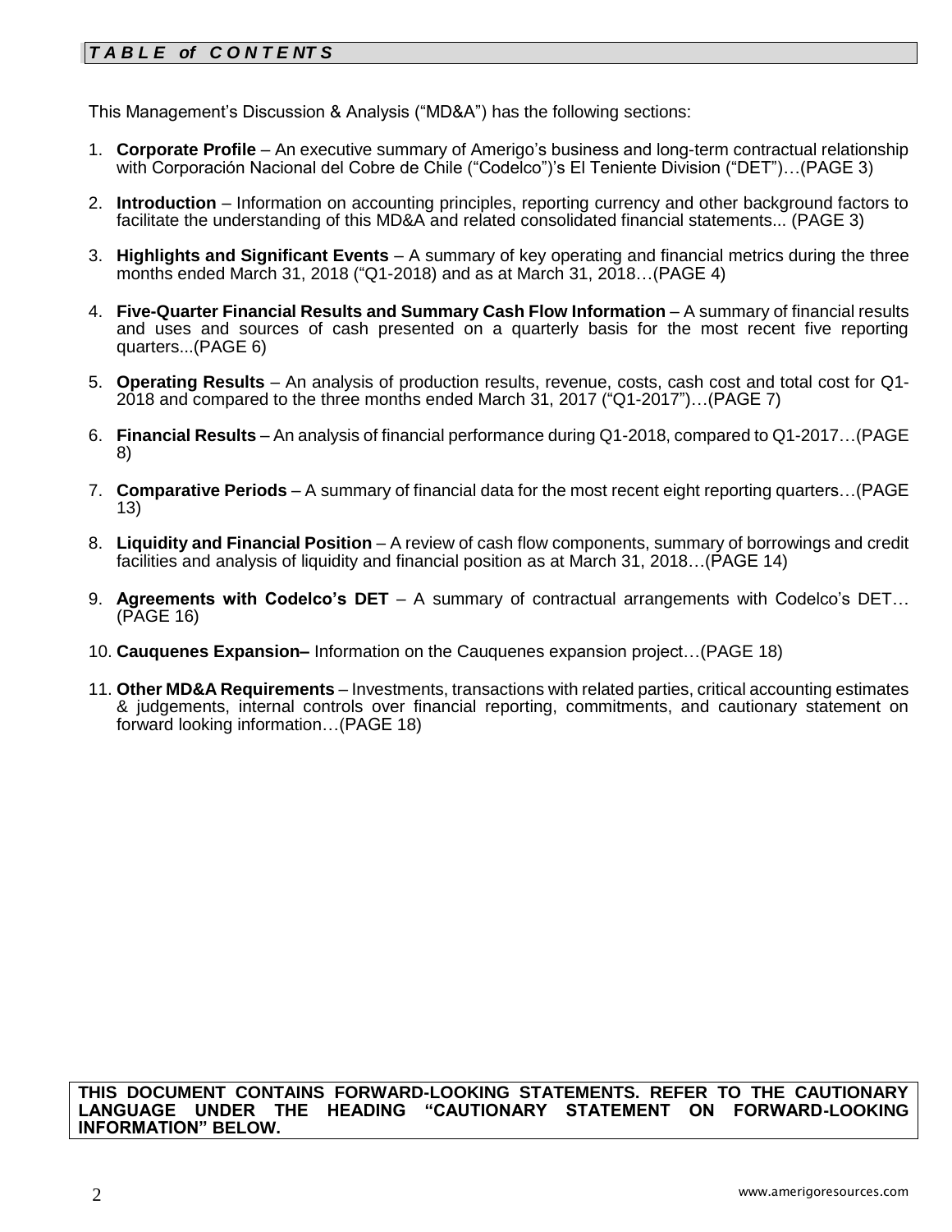## *TABLE of CONTENTS*

This Management's Discussion & Analysis ("MD&A") has the following sections:

1. **Corporate Profile** – An executive summary of Amerigo's business and long-term contractual relationship with Corporación Nacional del Cobre de Chile ("Codelco")'s El Teniente Division ("DET")…(PAGE 3)

2. **Introduction** – Information on accounting principles, reporting currency and other background factors to facilitate the understanding of this MD&A and related consolidated financial statements... (PAGE 3)

3. **Highlights and Significant Events** – A summary of key operating and financial metrics during the three months ended March 31, 2018 ("Q1-2018) and as at March 31, 2018…(PAGE 4)

4. **Five-Quarter Financial Results and Summary Cash Flow Information** – A summary of financial results and uses and sources of cash presented on a quarterly basis for the most recent five reporting quarters...(PAGE 6)

5. **Operating Results** – An analysis of production results, revenue, costs, cash cost and total cost for Q1-2018 and compared to the three months ended March 31, 2017 ("Q1-2017")…(PAGE 7)

6. **Financial Results** – An analysis of financial performance during Q1-2018, compared to Q1-2017…(PAGE 8)

7. **Comparative Periods** – A summary of financial data for the most recent eight reporting quarters…(PAGE 13)

8. **Liquidity and Financial Position** – A review of cash flow components, summary of borrowings and credit facilities and analysis of liquidity and financial position as at March 31, 2018…(PAGE 14)

9. **Agreements with Codelco's DET** – A summary of contractual arrangements with Codelco's DET… (PAGE 16)

10. **Cauquenes Expansion–** Information on the Cauquenes expansion project…(PAGE 18)

11. **Other MD&A Requirements** – Investments, transactions with related parties, critical accounting estimates & judgements, internal controls over financial reporting, commitments, and cautionary statement on forward looking information…(PAGE 18)

**THIS DOCUMENT CONTAINS FORWARD-LOOKING STATEMENTS. REFER TO THE CAUTIONARY LANGUAGE UNDER THE HEADING "CAUTIONARY STATEMENT ON FORWARD-LOOKING INFORMATION" BELOW.**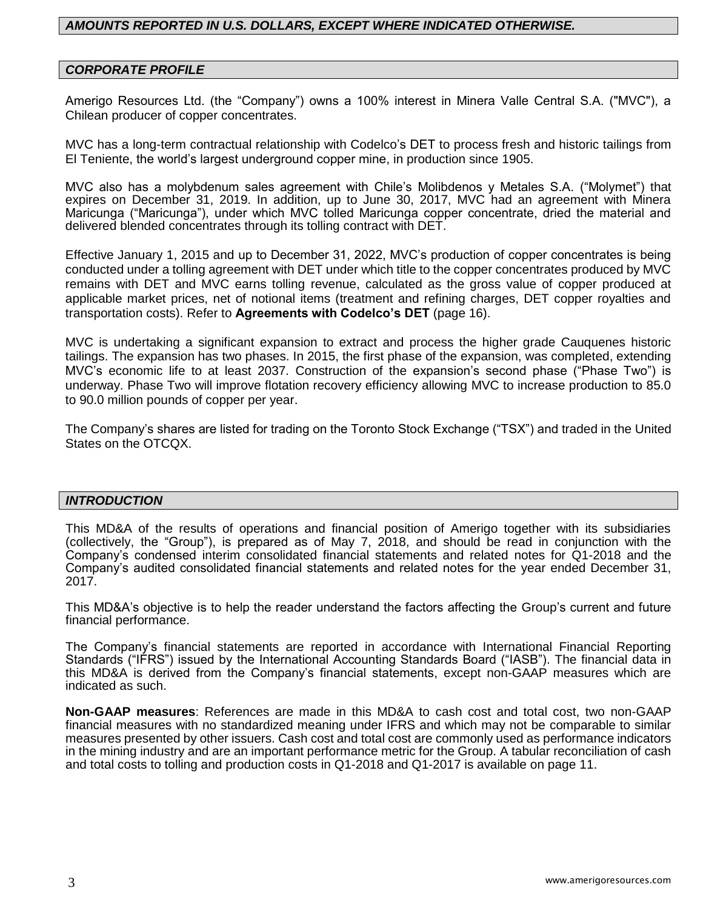## *AMOUNTS REPORTED IN U.S. DOLLARS, EXCEPT WHERE INDICATED OTHERWISE.*

## *CORPORATE PROFILE*

Amerigo Resources Ltd. (the "Company") owns a 100% interest in Minera Valle Central S.A. ("MVC"), a Chilean producer of copper concentrates.

MVC has a long-term contractual relationship with Codelco's DET to process fresh and historic tailings from El Teniente, the world's largest underground copper mine, in production since 1905.

MVC also has a molybdenum sales agreement with Chile's Molibdenos y Metales S.A. ("Molymet") that expires on December 31, 2019. In addition, up to June 30, 2017, MVC had an agreement with Minera Maricunga ("Maricunga"), under which MVC tolled Maricunga copper concentrate, dried the material and delivered blended concentrates through its tolling contract with DET.

Effective January 1, 2015 and up to December 31, 2022, MVC's production of copper concentrates is being conducted under a tolling agreement with DET under which title to the copper concentrates produced by MVC remains with DET and MVC earns tolling revenue, calculated as the gross value of copper produced at applicable market prices, net of notional items (treatment and refining charges, DET copper royalties and transportation costs). Refer to **Agreements with Codelco's DET** (page 16).

MVC is undertaking a significant expansion to extract and process the higher grade Cauquenes historic tailings. The expansion has two phases. In 2015, the first phase of the expansion, was completed, extending MVC's economic life to at least 2037. Construction of the expansion's second phase ("Phase Two") is underway. Phase Two will improve flotation recovery efficiency allowing MVC to increase production to 85.0 to 90.0 million pounds of copper per year.

The Company's shares are listed for trading on the Toronto Stock Exchange ("TSX") and traded in the United States on the OTCQX.

## *INTRODUCTION*

This MD&A of the results of operations and financial position of Amerigo together with its subsidiaries (collectively, the "Group"), is prepared as of May 7, 2018, and should be read in conjunction with the Company's condensed interim consolidated financial statements and related notes for Q1-2018 and the Company's audited consolidated financial statements and related notes for the year ended December 31, 2017.

This MD&A's objective is to help the reader understand the factors affecting the Group's current and future financial performance.

The Company's financial statements are reported in accordance with International Financial Reporting Standards ("IFRS") issued by the International Accounting Standards Board ("IASB"). The financial data in this MD&A is derived from the Company's financial statements, except non-GAAP measures which are indicated as such.

**Non-GAAP measures**: References are made in this MD&A to cash cost and total cost, two non-GAAP financial measures with no standardized meaning under IFRS and which may not be comparable to similar measures presented by other issuers. Cash cost and total cost are commonly used as performance indicators in the mining industry and are an important performance metric for the Group. A tabular reconciliation of cash and total costs to tolling and production costs in Q1-2018 and Q1-2017 is available on page 11.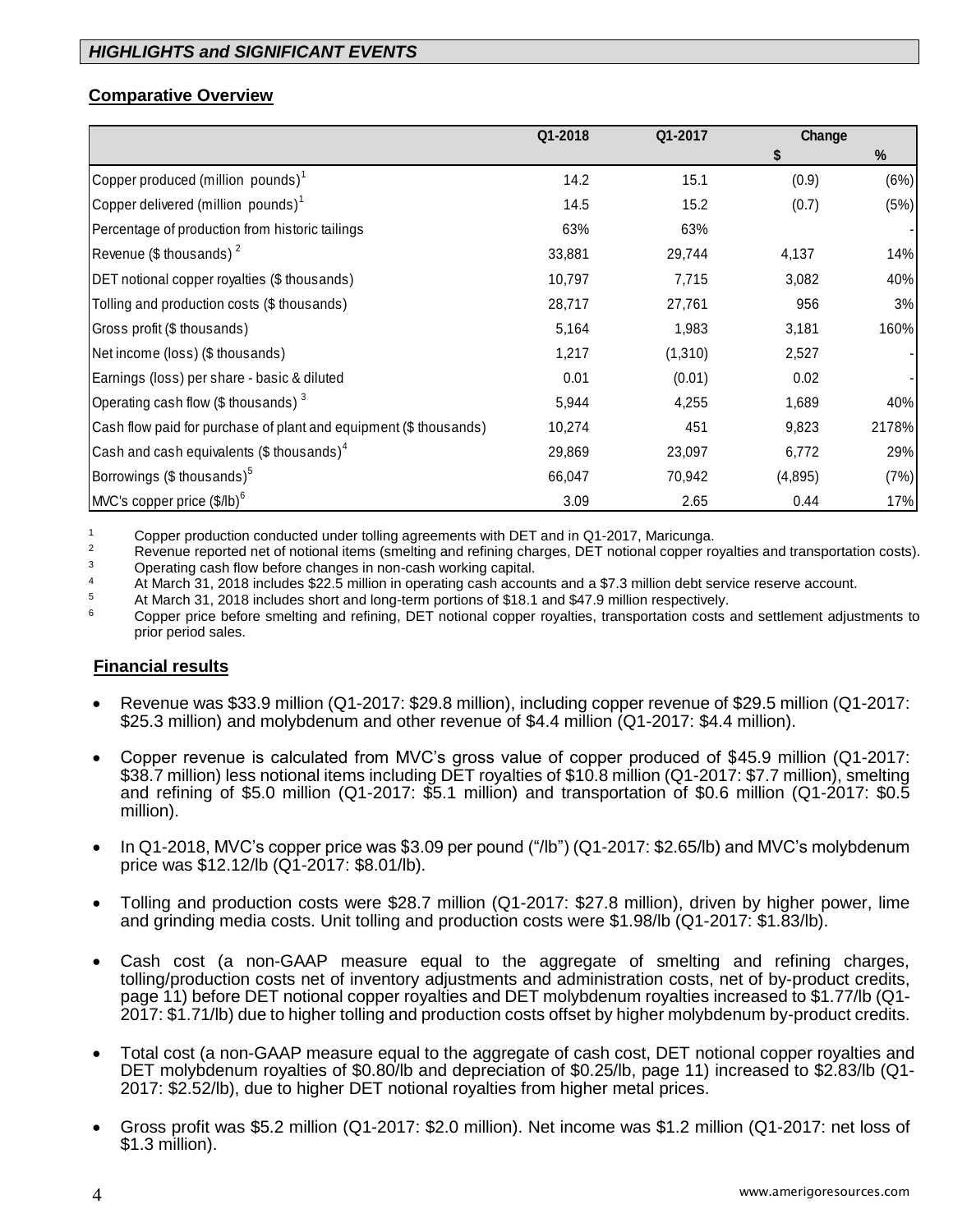## *HIGHLIGHTS and SIGNIFICANT EVENTS*

### Comparative Overview

| | Q1-2018 | Q1-2017 | Change | |
|---|---|---|---|---|
| | | | $ | % |
| Copper produced (million pounds)[1] | 14.2 | 15.1 | (0.9) | (6%) |
| Copper delivered (million pounds)[1] | 14.5 | 15.2 | (0.7) | (5%) |
| Percentage of production from historic tailings | 63% | 63% | | - |
| Revenue ($ thousands) [2] | 33,881 | 29,744 | 4,137 | 14% |
| DET notional copper royalties ($ thousands) | 10,797 | 7,715 | 3,082 | 40% |
| Tolling and production costs ($ thousands) | 28,717 | 27,761 | 956 | 3% |
| Gross profit ($ thousands) | 5,164 | 1,983 | 3,181 | 160% |
| Net income (loss) ($ thousands) | 1,217 | (1,310) | 2,527 | - |
| Earnings (loss) per share - basic & diluted | 0.01 | (0.01) | 0.02 | - |
| Operating cash flow ($ thousands) [3] | 5,944 | 4,255 | 1,689 | 40% |
| Cash flow paid for purchase of plant and equipment ($ thousands) | 10,274 | 451 | 9,823 | 2178% |
| Cash and cash equivalents ($ thousands)[4] | 29,869 | 23,097 | 6,772 | 29% |
| Borrowings ($ thousands)[5] | 66,047 | 70,942 | (4,895) | (7%) |
| MVC's copper price ($/lb)[6] | 3.09 | 2.65 | 0.44 | 17% |

[1] Copper production conducted under tolling agreements with DET and in Q1-2017, Maricunga.
[2] Revenue reported net of notional items (smelting and refining charges, DET notional copper royalties and transportation costs).
[3] Operating cash flow before changes in non-cash working capital.
[4] At March 31, 2018 includes $22.5 million in operating cash accounts and a $7.3 million debt service reserve account.
[5] At March 31, 2018 includes short and long-term portions of $18.1 and $47.9 million respectively.
[6] Copper price before smelting and refining, DET notional copper royalties, transportation costs and settlement adjustments to prior period sales.

### Financial results

- Revenue was $33.9 million (Q1-2017: $29.8 million), including copper revenue of $29.5 million (Q1-2017: $25.3 million) and molybdenum and other revenue of $4.4 million (Q1-2017: $4.4 million).
- Copper revenue is calculated from MVC's gross value of copper produced of $45.9 million (Q1-2017: $38.7 million) less notional items including DET royalties of $10.8 million (Q1-2017: $7.7 million), smelting and refining of $5.0 million (Q1-2017: $5.1 million) and transportation of $0.6 million (Q1-2017: $0.5 million).
- In Q1-2018, MVC's copper price was $3.09 per pound ("/lb") (Q1-2017: $2.65/lb) and MVC's molybdenum price was $12.12/lb (Q1-2017: $8.01/lb).
- Tolling and production costs were $28.7 million (Q1-2017: $27.8 million), driven by higher power, lime and grinding media costs. Unit tolling and production costs were $1.98/lb (Q1-2017: $1.83/lb).
- Cash cost (a non-GAAP measure equal to the aggregate of smelting and refining charges, tolling/production costs net of inventory adjustments and administration costs, net of by-product credits, page 11) before DET notional copper royalties and DET molybdenum royalties increased to $1.77/lb (Q1-2017: $1.71/lb) due to higher tolling and production costs offset by higher molybdenum by-product credits.
- Total cost (a non-GAAP measure equal to the aggregate of cash cost, DET notional copper royalties and DET molybdenum royalties of $0.80/lb and depreciation of $0.25/lb, page 11) increased to $2.83/lb (Q1-2017: $2.52/lb), due to higher DET notional royalties from higher metal prices.
- Gross profit was $5.2 million (Q1-2017: $2.0 million). Net income was $1.2 million (Q1-2017: net loss of $1.3 million).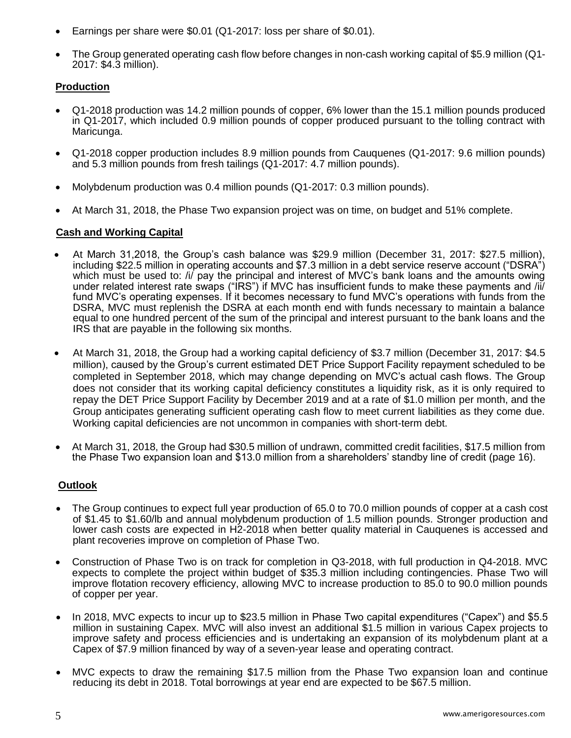- Earnings per share were $0.01 (Q1-2017: loss per share of $0.01).
- The Group generated operating cash flow before changes in non-cash working capital of $5.9 million (Q1-2017: $4.3 million).

**Production**

- Q1-2018 production was 14.2 million pounds of copper, 6% lower than the 15.1 million pounds produced in Q1-2017, which included 0.9 million pounds of copper produced pursuant to the tolling contract with Maricunga.
- Q1-2018 copper production includes 8.9 million pounds from Cauquenes (Q1-2017: 9.6 million pounds) and 5.3 million pounds from fresh tailings (Q1-2017: 4.7 million pounds).
- Molybdenum production was 0.4 million pounds (Q1-2017: 0.3 million pounds).
- At March 31, 2018, the Phase Two expansion project was on time, on budget and 51% complete.

**Cash and Working Capital**

- At March 31,2018, the Group's cash balance was $29.9 million (December 31, 2017: $27.5 million), including $22.5 million in operating accounts and $7.3 million in a debt service reserve account ("DSRA") which must be used to: /i/ pay the principal and interest of MVC's bank loans and the amounts owing under related interest rate swaps ("IRS") if MVC has insufficient funds to make these payments and /ii/ fund MVC's operating expenses. If it becomes necessary to fund MVC's operations with funds from the DSRA, MVC must replenish the DSRA at each month end with funds necessary to maintain a balance equal to one hundred percent of the sum of the principal and interest pursuant to the bank loans and the IRS that are payable in the following six months.
- At March 31, 2018, the Group had a working capital deficiency of $3.7 million (December 31, 2017: $4.5 million), caused by the Group's current estimated DET Price Support Facility repayment scheduled to be completed in September 2018, which may change depending on MVC's actual cash flows. The Group does not consider that its working capital deficiency constitutes a liquidity risk, as it is only required to repay the DET Price Support Facility by December 2019 and at a rate of $1.0 million per month, and the Group anticipates generating sufficient operating cash flow to meet current liabilities as they come due. Working capital deficiencies are not uncommon in companies with short-term debt.
- At March 31, 2018, the Group had $30.5 million of undrawn, committed credit facilities, $17.5 million from the Phase Two expansion loan and $13.0 million from a shareholders' standby line of credit (page 16).

**Outlook**

- The Group continues to expect full year production of 65.0 to 70.0 million pounds of copper at a cash cost of $1.45 to $1.60/lb and annual molybdenum production of 1.5 million pounds. Stronger production and lower cash costs are expected in H2-2018 when better quality material in Cauquenes is accessed and plant recoveries improve on completion of Phase Two.
- Construction of Phase Two is on track for completion in Q3-2018, with full production in Q4-2018. MVC expects to complete the project within budget of $35.3 million including contingencies. Phase Two will improve flotation recovery efficiency, allowing MVC to increase production to 85.0 to 90.0 million pounds of copper per year.
- In 2018, MVC expects to incur up to $23.5 million in Phase Two capital expenditures ("Capex") and $5.5 million in sustaining Capex. MVC will also invest an additional $1.5 million in various Capex projects to improve safety and process efficiencies and is undertaking an expansion of its molybdenum plant at a Capex of $7.9 million financed by way of a seven-year lease and operating contract.
- MVC expects to draw the remaining $17.5 million from the Phase Two expansion loan and continue reducing its debt in 2018. Total borrowings at year end are expected to be $67.5 million.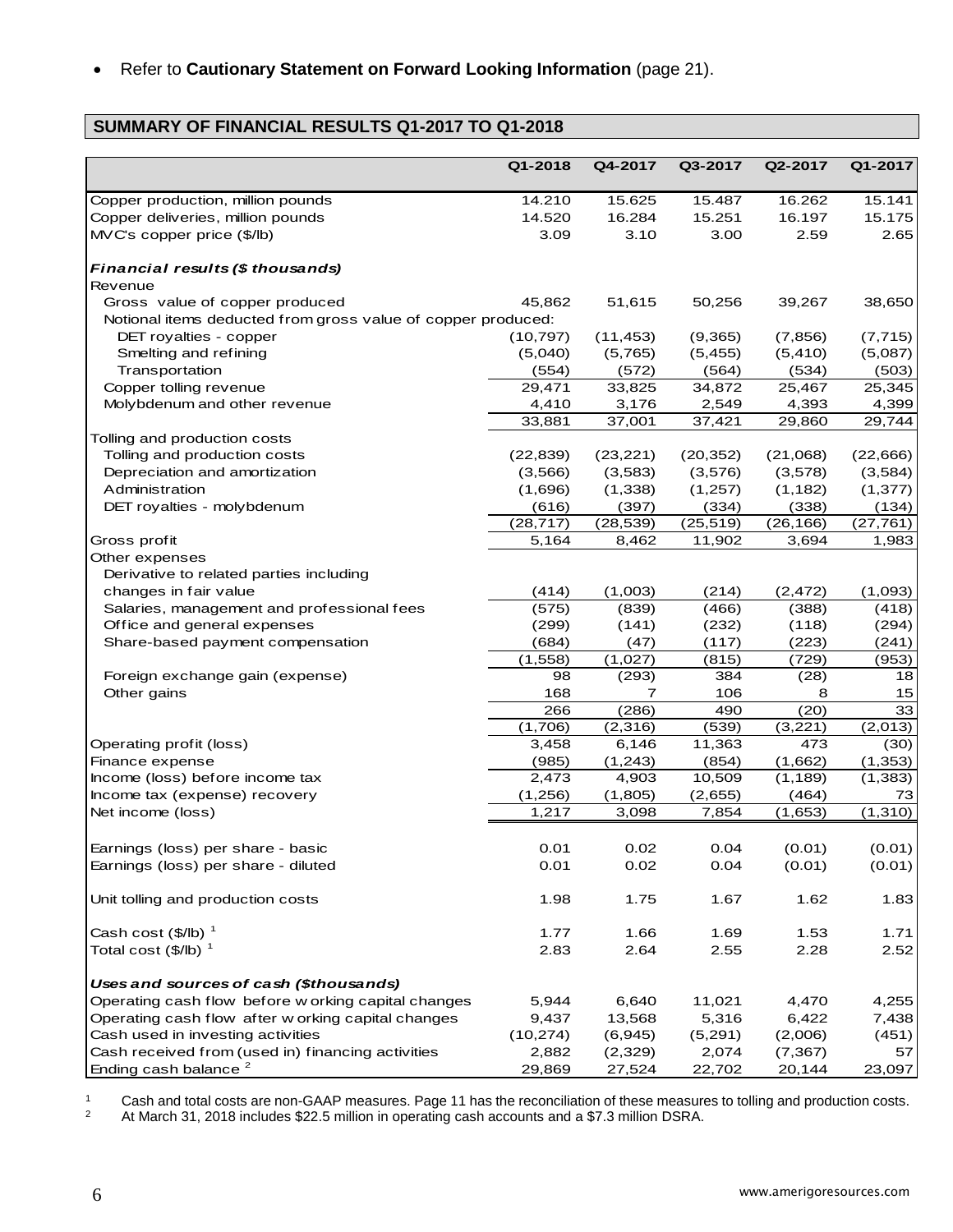- Refer to **Cautionary Statement on Forward Looking Information** (page 21).

## SUMMARY OF FINANCIAL RESULTS Q1-2017 TO Q1-2018

| | Q1-2018 | Q4-2017 | Q3-2017 | Q2-2017 | Q1-2017 |
|---|---|---|---|---|---|
| Copper production, million pounds | 14.210 | 15.625 | 15.487 | 16.262 | 15.141 |
| Copper deliveries, million pounds | 14.520 | 16.284 | 15.251 | 16.197 | 15.175 |
| MVC's copper price ($/lb) | 3.09 | 3.10 | 3.00 | 2.59 | 2.65 |
| ***Financial results ($ thousands)*** | | | | | |
| Revenue | | | | | |
| Gross value of copper produced | 45,862 | 51,615 | 50,256 | 39,267 | 38,650 |
| Notional items deducted from gross value of copper produced: | | | | | |
| DET royalties - copper | (10,797) | (11,453) | (9,365) | (7,856) | (7,715) |
| Smelting and refining | (5,040) | (5,765) | (5,455) | (5,410) | (5,087) |
| Transportation | (554) | (572) | (564) | (534) | (503) |
| Copper tolling revenue | 29,471 | 33,825 | 34,872 | 25,467 | 25,345 |
| Molybdenum and other revenue | 4,410 | 3,176 | 2,549 | 4,393 | 4,399 |
| | 33,881 | 37,001 | 37,421 | 29,860 | 29,744 |
| Tolling and production costs | | | | | |
| Tolling and production costs | (22,839) | (23,221) | (20,352) | (21,068) | (22,666) |
| Depreciation and amortization | (3,566) | (3,583) | (3,576) | (3,578) | (3,584) |
| Administration | (1,696) | (1,338) | (1,257) | (1,182) | (1,377) |
| DET royalties - molybdenum | (616) | (397) | (334) | (338) | (134) |
| | (28,717) | (28,539) | (25,519) | (26,166) | (27,761) |
| Gross profit | 5,164 | 8,462 | 11,902 | 3,694 | 1,983 |
| Other expenses | | | | | |
| Derivative to related parties including changes in fair value | (414) | (1,003) | (214) | (2,472) | (1,093) |
| Salaries, management and professional fees | (575) | (839) | (466) | (388) | (418) |
| Office and general expenses | (299) | (141) | (232) | (118) | (294) |
| Share-based payment compensation | (684) | (47) | (117) | (223) | (241) |
| | (1,558) | (1,027) | (815) | (729) | (953) |
| Foreign exchange gain (expense) | 98 | (293) | 384 | (28) | 18 |
| Other gains | 168 | 7 | 106 | 8 | 15 |
| | 266 | (286) | 490 | (20) | 33 |
| | (1,706) | (2,316) | (539) | (3,221) | (2,013) |
| Operating profit (loss) | 3,458 | 6,146 | 11,363 | 473 | (30) |
| Finance expense | (985) | (1,243) | (854) | (1,662) | (1,353) |
| Income (loss) before income tax | 2,473 | 4,903 | 10,509 | (1,189) | (1,383) |
| Income tax (expense) recovery | (1,256) | (1,805) | (2,655) | (464) | 73 |
| Net income (loss) | 1,217 | 3,098 | 7,854 | (1,653) | (1,310) |
| Earnings (loss) per share - basic | 0.01 | 0.02 | 0.04 | (0.01) | (0.01) |
| Earnings (loss) per share - diluted | 0.01 | 0.02 | 0.04 | (0.01) | (0.01) |
| Unit tolling and production costs | 1.98 | 1.75 | 1.67 | 1.62 | 1.83 |
| Cash cost ($/lb) [1] | 1.77 | 1.66 | 1.69 | 1.53 | 1.71 |
| Total cost ($/lb) [1] | 2.83 | 2.64 | 2.55 | 2.28 | 2.52 |
| ***Uses and sources of cash ($thousands)*** | | | | | |
| Operating cash flow before working capital changes | 5,944 | 6,640 | 11,021 | 4,470 | 4,255 |
| Operating cash flow after working capital changes | 9,437 | 13,568 | 5,316 | 6,422 | 7,438 |
| Cash used in investing activities | (10,274) | (6,945) | (5,291) | (2,006) | (451) |
| Cash received from (used in) financing activities | 2,882 | (2,329) | 2,074 | (7,367) | 57 |
| Ending cash balance [2] | 29,869 | 27,524 | 22,702 | 20,144 | 23,097 |

[1] Cash and total costs are non-GAAP measures. Page 11 has the reconciliation of these measures to tolling and production costs.

[2] At March 31, 2018 includes $22.5 million in operating cash accounts and a $7.3 million DSRA.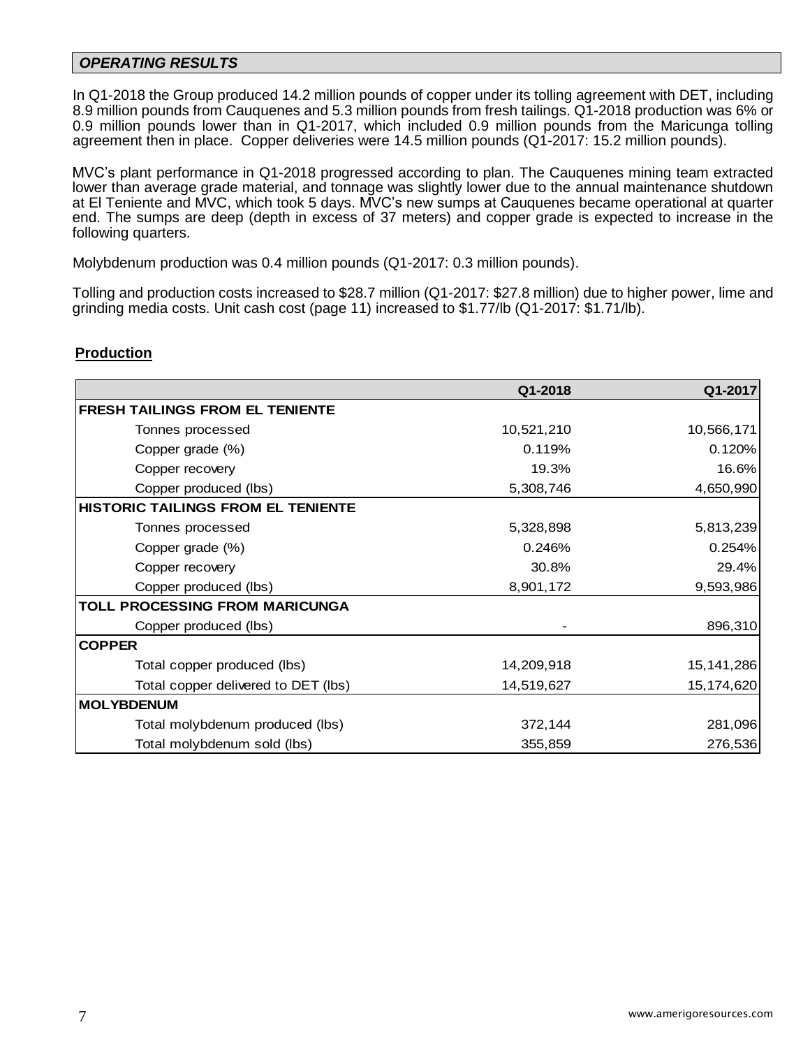## *OPERATING RESULTS*

In Q1-2018 the Group produced 14.2 million pounds of copper under its tolling agreement with DET, including 8.9 million pounds from Cauquenes and 5.3 million pounds from fresh tailings. Q1-2018 production was 6% or 0.9 million pounds lower than in Q1-2017, which included 0.9 million pounds from the Maricunga tolling agreement then in place. Copper deliveries were 14.5 million pounds (Q1-2017: 15.2 million pounds).

MVC's plant performance in Q1-2018 progressed according to plan. The Cauquenes mining team extracted lower than average grade material, and tonnage was slightly lower due to the annual maintenance shutdown at El Teniente and MVC, which took 5 days. MVC's new sumps at Cauquenes became operational at quarter end. The sumps are deep (depth in excess of 37 meters) and copper grade is expected to increase in the following quarters.

Molybdenum production was 0.4 million pounds (Q1-2017: 0.3 million pounds).

Tolling and production costs increased to $28.7 million (Q1-2017: $27.8 million) due to higher power, lime and grinding media costs. Unit cash cost (page 11) increased to $1.77/lb (Q1-2017: $1.71/lb).

### Production

| | Q1-2018 | Q1-2017 |
|---|---|---|
| **FRESH TAILINGS FROM EL TENIENTE** | | |
| Tonnes processed | 10,521,210 | 10,566,171 |
| Copper grade (%) | 0.119% | 0.120% |
| Copper recovery | 19.3% | 16.6% |
| Copper produced (lbs) | 5,308,746 | 4,650,990 |
| **HISTORIC TAILINGS FROM EL TENIENTE** | | |
| Tonnes processed | 5,328,898 | 5,813,239 |
| Copper grade (%) | 0.246% | 0.254% |
| Copper recovery | 30.8% | 29.4% |
| Copper produced (lbs) | 8,901,172 | 9,593,986 |
| **TOLL PROCESSING FROM MARICUNGA** | | |
| Copper produced (lbs) | - | 896,310 |
| **COPPER** | | |
| Total copper produced (lbs) | 14,209,918 | 15,141,286 |
| Total copper delivered to DET (lbs) | 14,519,627 | 15,174,620 |
| **MOLYBDENUM** | | |
| Total molybdenum produced (lbs) | 372,144 | 281,096 |
| Total molybdenum sold (lbs) | 355,859 | 276,536 |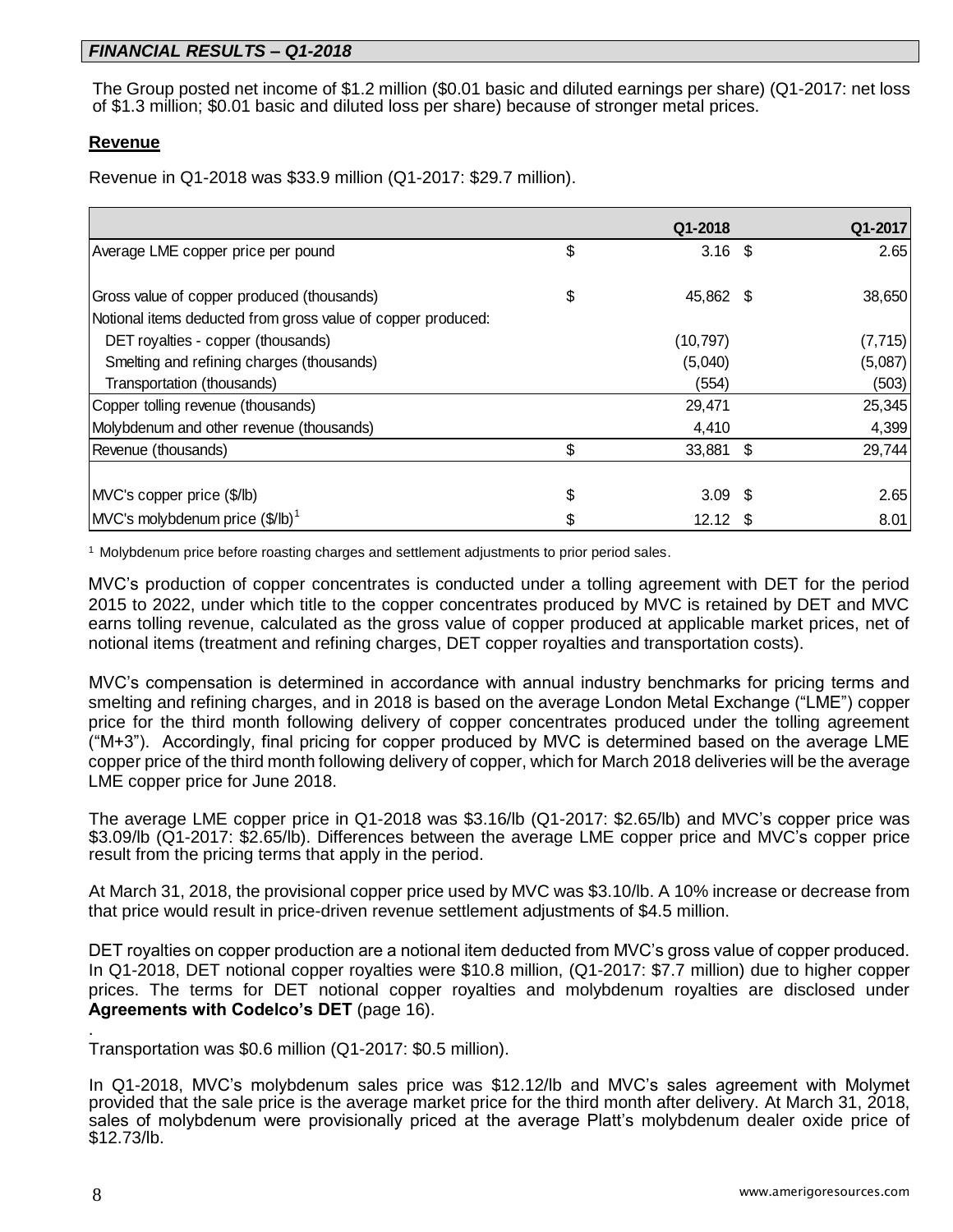## *FINANCIAL RESULTS – Q1-2018*

The Group posted net income of $1.2 million ($0.01 basic and diluted earnings per share) (Q1-2017: net loss of $1.3 million; $0.01 basic and diluted loss per share) because of stronger metal prices.

### **Revenue**

Revenue in Q1-2018 was $33.9 million (Q1-2017: $29.7 million).

| | Q1-2018 | Q1-2017 |
|---|---|---|
| Average LME copper price per pound | $ 3.16 | $ 2.65 |
| Gross value of copper produced (thousands) | $ 45,862 | $ 38,650 |
| Notional items deducted from gross value of copper produced: | | |
| DET royalties - copper (thousands) | (10,797) | (7,715) |
| Smelting and refining charges (thousands) | (5,040) | (5,087) |
| Transportation (thousands) | (554) | (503) |
| Copper tolling revenue (thousands) | 29,471 | 25,345 |
| Molybdenum and other revenue (thousands) | 4,410 | 4,399 |
| Revenue (thousands) | $ 33,881 | $ 29,744 |
| MVC's copper price ($/lb) | $ 3.09 | $ 2.65 |
| MVC's molybdenum price ($/lb)[1] | $ 12.12 | $ 8.01 |

[1] Molybdenum price before roasting charges and settlement adjustments to prior period sales.

MVC's production of copper concentrates is conducted under a tolling agreement with DET for the period 2015 to 2022, under which title to the copper concentrates produced by MVC is retained by DET and MVC earns tolling revenue, calculated as the gross value of copper produced at applicable market prices, net of notional items (treatment and refining charges, DET copper royalties and transportation costs).

MVC's compensation is determined in accordance with annual industry benchmarks for pricing terms and smelting and refining charges, and in 2018 is based on the average London Metal Exchange ("LME") copper price for the third month following delivery of copper concentrates produced under the tolling agreement ("M+3"). Accordingly, final pricing for copper produced by MVC is determined based on the average LME copper price of the third month following delivery of copper, which for March 2018 deliveries will be the average LME copper price for June 2018.

The average LME copper price in Q1-2018 was $3.16/lb (Q1-2017: $2.65/lb) and MVC's copper price was $3.09/lb (Q1-2017: $2.65/lb). Differences between the average LME copper price and MVC's copper price result from the pricing terms that apply in the period.

At March 31, 2018, the provisional copper price used by MVC was $3.10/lb. A 10% increase or decrease from that price would result in price-driven revenue settlement adjustments of $4.5 million.

DET royalties on copper production are a notional item deducted from MVC's gross value of copper produced. In Q1-2018, DET notional copper royalties were $10.8 million, (Q1-2017: $7.7 million) due to higher copper prices. The terms for DET notional copper royalties and molybdenum royalties are disclosed under **Agreements with Codelco's DET** (page 16).

Transportation was $0.6 million (Q1-2017: $0.5 million).

In Q1-2018, MVC's molybdenum sales price was $12.12/lb and MVC's sales agreement with Molymet provided that the sale price is the average market price for the third month after delivery. At March 31, 2018, sales of molybdenum were provisionally priced at the average Platt's molybdenum dealer oxide price of $12.73/lb.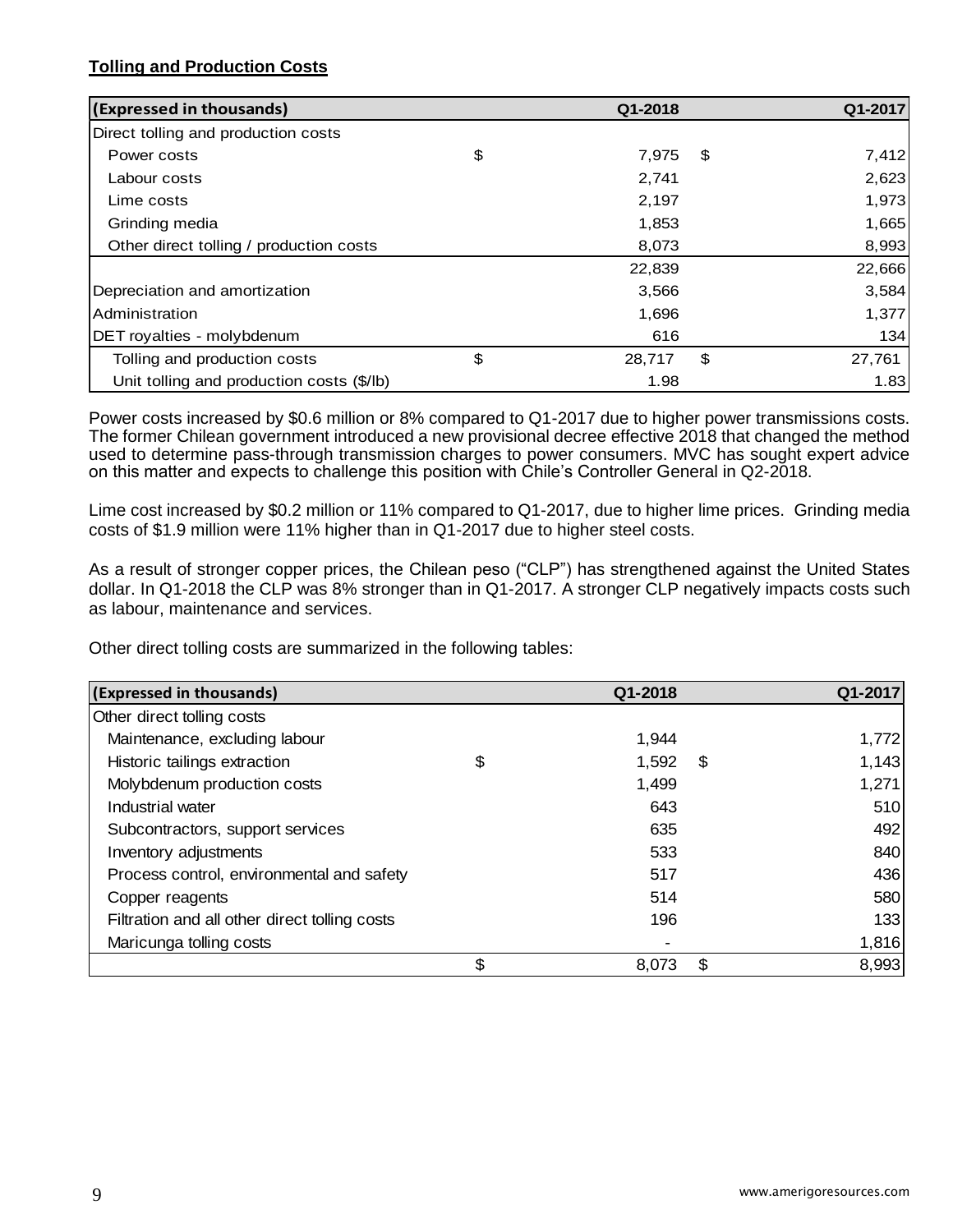**Tolling and Production Costs**

| (Expressed in thousands) | | Q1-2018 | | Q1-2017 |
|---|---|---|---|---|
| Direct tolling and production costs | | | | |
| Power costs | $ | 7,975 | $ | 7,412 |
| Labour costs | | 2,741 | | 2,623 |
| Lime costs | | 2,197 | | 1,973 |
| Grinding media | | 1,853 | | 1,665 |
| Other direct tolling / production costs | | 8,073 | | 8,993 |
| | | 22,839 | | 22,666 |
| Depreciation and amortization | | 3,566 | | 3,584 |
| Administration | | 1,696 | | 1,377 |
| DET royalties - molybdenum | | 616 | | 134 |
| Tolling and production costs | $ | 28,717 | $ | 27,761 |
| Unit tolling and production costs ($/lb) | | 1.98 | | 1.83 |

Power costs increased by $0.6 million or 8% compared to Q1-2017 due to higher power transmissions costs. The former Chilean government introduced a new provisional decree effective 2018 that changed the method used to determine pass-through transmission charges to power consumers. MVC has sought expert advice on this matter and expects to challenge this position with Chile's Controller General in Q2-2018.

Lime cost increased by $0.2 million or 11% compared to Q1-2017, due to higher lime prices. Grinding media costs of $1.9 million were 11% higher than in Q1-2017 due to higher steel costs.

As a result of stronger copper prices, the Chilean peso ("CLP") has strengthened against the United States dollar. In Q1-2018 the CLP was 8% stronger than in Q1-2017. A stronger CLP negatively impacts costs such as labour, maintenance and services.

Other direct tolling costs are summarized in the following tables:

| (Expressed in thousands) | | Q1-2018 | | Q1-2017 |
|---|---|---|---|---|
| Other direct tolling costs | | | | |
| Maintenance, excluding labour | | 1,944 | | 1,772 |
| Historic tailings extraction | $ | 1,592 | $ | 1,143 |
| Molybdenum production costs | | 1,499 | | 1,271 |
| Industrial water | | 643 | | 510 |
| Subcontractors, support services | | 635 | | 492 |
| Inventory adjustments | | 533 | | 840 |
| Process control, environmental and safety | | 517 | | 436 |
| Copper reagents | | 514 | | 580 |
| Filtration and all other direct tolling costs | | 196 | | 133 |
| Maricunga tolling costs | | - | | 1,816 |
| | $ | 8,073 | $ | 8,993 |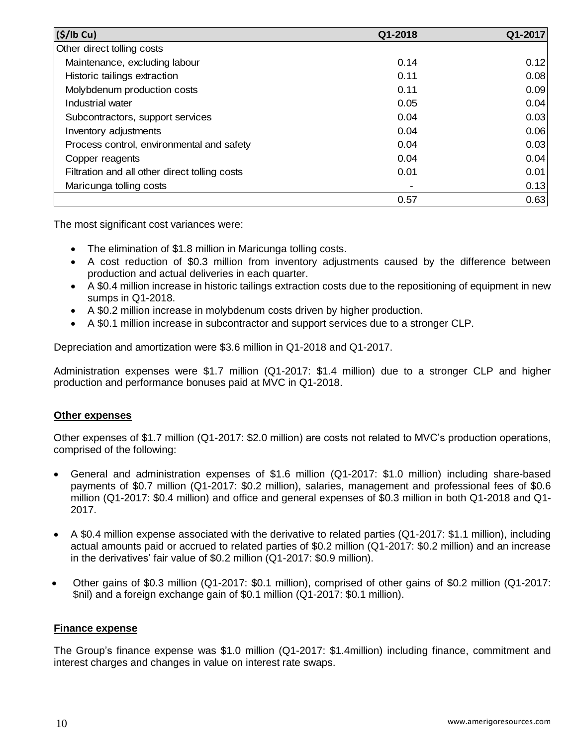| ($/lb Cu) | Q1-2018 | Q1-2017 |
|---|---|---|
| Other direct tolling costs | | |
| Maintenance, excluding labour | 0.14 | 0.12 |
| Historic tailings extraction | 0.11 | 0.08 |
| Molybdenum production costs | 0.11 | 0.09 |
| Industrial water | 0.05 | 0.04 |
| Subcontractors, support services | 0.04 | 0.03 |
| Inventory adjustments | 0.04 | 0.06 |
| Process control, environmental and safety | 0.04 | 0.03 |
| Copper reagents | 0.04 | 0.04 |
| Filtration and all other direct tolling costs | 0.01 | 0.01 |
| Maricunga tolling costs | - | 0.13 |
| | 0.57 | 0.63 |

The most significant cost variances were:

- The elimination of $1.8 million in Maricunga tolling costs.
- A cost reduction of $0.3 million from inventory adjustments caused by the difference between production and actual deliveries in each quarter.
- A $0.4 million increase in historic tailings extraction costs due to the repositioning of equipment in new sumps in Q1-2018.
- A $0.2 million increase in molybdenum costs driven by higher production.
- A $0.1 million increase in subcontractor and support services due to a stronger CLP.

Depreciation and amortization were $3.6 million in Q1-2018 and Q1-2017.

Administration expenses were $1.7 million (Q1-2017: $1.4 million) due to a stronger CLP and higher production and performance bonuses paid at MVC in Q1-2018.

## Other expenses

Other expenses of $1.7 million (Q1-2017: $2.0 million) are costs not related to MVC's production operations, comprised of the following:

- General and administration expenses of $1.6 million (Q1-2017: $1.0 million) including share-based payments of $0.7 million (Q1-2017: $0.2 million), salaries, management and professional fees of $0.6 million (Q1-2017: $0.4 million) and office and general expenses of $0.3 million in both Q1-2018 and Q1-2017.
- A $0.4 million expense associated with the derivative to related parties (Q1-2017: $1.1 million), including actual amounts paid or accrued to related parties of $0.2 million (Q1-2017: $0.2 million) and an increase in the derivatives' fair value of $0.2 million (Q1-2017: $0.9 million).
- Other gains of $0.3 million (Q1-2017: $0.1 million), comprised of other gains of $0.2 million (Q1-2017: $nil) and a foreign exchange gain of $0.1 million (Q1-2017: $0.1 million).

## Finance expense

The Group's finance expense was $1.0 million (Q1-2017: $1.4million) including finance, commitment and interest charges and changes in value on interest rate swaps.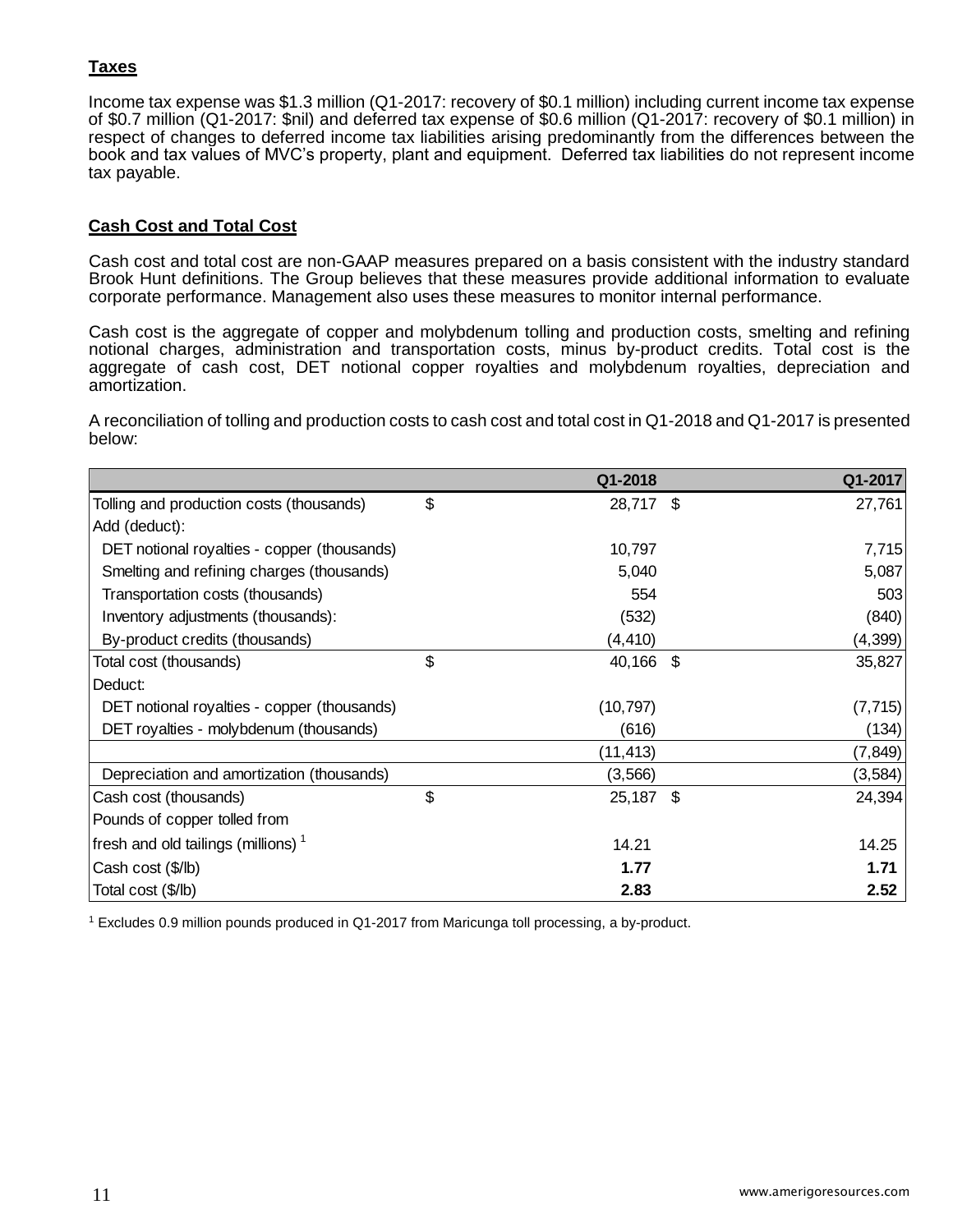**Taxes**

Income tax expense was $1.3 million (Q1-2017: recovery of $0.1 million) including current income tax expense of $0.7 million (Q1-2017: $nil) and deferred tax expense of $0.6 million (Q1-2017: recovery of $0.1 million) in respect of changes to deferred income tax liabilities arising predominantly from the differences between the book and tax values of MVC's property, plant and equipment. Deferred tax liabilities do not represent income tax payable.

**Cash Cost and Total Cost**

Cash cost and total cost are non-GAAP measures prepared on a basis consistent with the industry standard Brook Hunt definitions. The Group believes that these measures provide additional information to evaluate corporate performance. Management also uses these measures to monitor internal performance.

Cash cost is the aggregate of copper and molybdenum tolling and production costs, smelting and refining notional charges, administration and transportation costs, minus by-product credits. Total cost is the aggregate of cash cost, DET notional copper royalties and molybdenum royalties, depreciation and amortization.

A reconciliation of tolling and production costs to cash cost and total cost in Q1-2018 and Q1-2017 is presented below:

| | | Q1-2018 | | Q1-2017 |
|---|---|---|---|---|
| Tolling and production costs (thousands) | $ | 28,717 | $ | 27,761 |
| Add (deduct): | | | | |
| DET notional royalties - copper (thousands) | | 10,797 | | 7,715 |
| Smelting and refining charges (thousands) | | 5,040 | | 5,087 |
| Transportation costs (thousands) | | 554 | | 503 |
| Inventory adjustments (thousands): | | (532) | | (840) |
| By-product credits (thousands) | | (4,410) | | (4,399) |
| Total cost (thousands) | $ | 40,166 | $ | 35,827 |
| Deduct: | | | | |
| DET notional royalties - copper (thousands) | | (10,797) | | (7,715) |
| DET royalties - molybdenum (thousands) | | (616) | | (134) |
| | | (11,413) | | (7,849) |
| Depreciation and amortization (thousands) | | (3,566) | | (3,584) |
| Cash cost (thousands) | $ | 25,187 | $ | 24,394 |
| Pounds of copper tolled from fresh and old tailings (millions) [1] | | 14.21 | | 14.25 |
| Cash cost ($/lb) | | **1.77** | | **1.71** |
| Total cost ($/lb) | | **2.83** | | **2.52** |

[1] Excludes 0.9 million pounds produced in Q1-2017 from Maricunga toll processing, a by-product.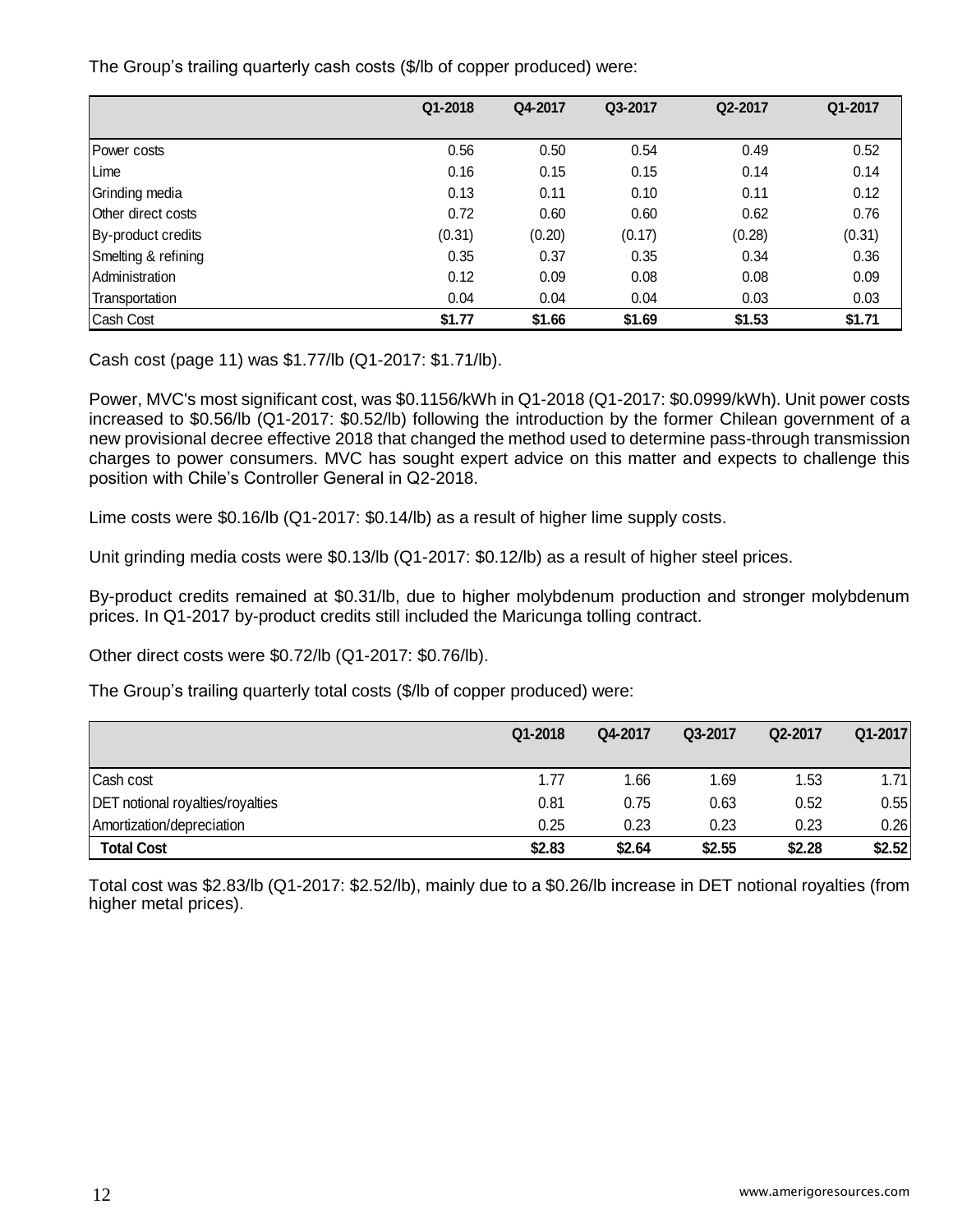The Group's trailing quarterly cash costs ($/lb of copper produced) were:

| | Q1-2018 | Q4-2017 | Q3-2017 | Q2-2017 | Q1-2017 |
|---|---|---|---|---|---|
| Power costs | 0.56 | 0.50 | 0.54 | 0.49 | 0.52 |
| Lime | 0.16 | 0.15 | 0.15 | 0.14 | 0.14 |
| Grinding media | 0.13 | 0.11 | 0.10 | 0.11 | 0.12 |
| Other direct costs | 0.72 | 0.60 | 0.60 | 0.62 | 0.76 |
| By-product credits | (0.31) | (0.20) | (0.17) | (0.28) | (0.31) |
| Smelting & refining | 0.35 | 0.37 | 0.35 | 0.34 | 0.36 |
| Administration | 0.12 | 0.09 | 0.08 | 0.08 | 0.09 |
| Transportation | 0.04 | 0.04 | 0.04 | 0.03 | 0.03 |
| Cash Cost | **$1.77** | **$1.66** | **$1.69** | **$1.53** | **$1.71** |

Cash cost (page 11) was $1.77/lb (Q1-2017: $1.71/lb).

Power, MVC's most significant cost, was $0.1156/kWh in Q1-2018 (Q1-2017: $0.0999/kWh). Unit power costs increased to $0.56/lb (Q1-2017: $0.52/lb) following the introduction by the former Chilean government of a new provisional decree effective 2018 that changed the method used to determine pass-through transmission charges to power consumers. MVC has sought expert advice on this matter and expects to challenge this position with Chile's Controller General in Q2-2018.

Lime costs were $0.16/lb (Q1-2017: $0.14/lb) as a result of higher lime supply costs.

Unit grinding media costs were $0.13/lb (Q1-2017: $0.12/lb) as a result of higher steel prices.

By-product credits remained at $0.31/lb, due to higher molybdenum production and stronger molybdenum prices. In Q1-2017 by-product credits still included the Maricunga tolling contract.

Other direct costs were $0.72/lb (Q1-2017: $0.76/lb).

The Group's trailing quarterly total costs ($/lb of copper produced) were:

| | Q1-2018 | Q4-2017 | Q3-2017 | Q2-2017 | Q1-2017 |
|---|---|---|---|---|---|
| Cash cost | 1.77 | 1.66 | 1.69 | 1.53 | 1.71 |
| DET notional royalties/royalties | 0.81 | 0.75 | 0.63 | 0.52 | 0.55 |
| Amortization/depreciation | 0.25 | 0.23 | 0.23 | 0.23 | 0.26 |
| **Total Cost** | **$2.83** | **$2.64** | **$2.55** | **$2.28** | **$2.52** |

Total cost was $2.83/lb (Q1-2017: $2.52/lb), mainly due to a $0.26/lb increase in DET notional royalties (from higher metal prices).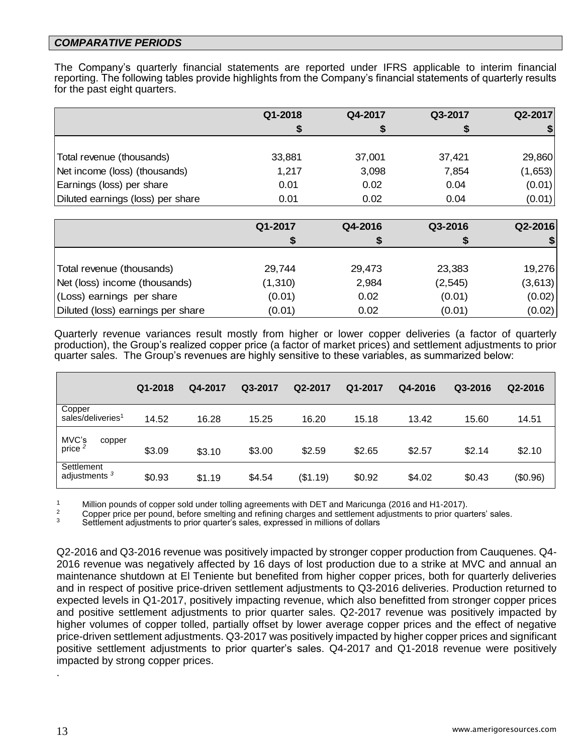## *COMPARATIVE PERIODS*

The Company's quarterly financial statements are reported under IFRS applicable to interim financial reporting. The following tables provide highlights from the Company's financial statements of quarterly results for the past eight quarters.

| | Q1-2018 | Q4-2017 | Q3-2017 | Q2-2017 |
|---|---|---|---|---|
| | $ | $ | $ | $ |
| Total revenue (thousands) | 33,881 | 37,001 | 37,421 | 29,860 |
| Net income (loss) (thousands) | 1,217 | 3,098 | 7,854 | (1,653) |
| Earnings (loss) per share | 0.01 | 0.02 | 0.04 | (0.01) |
| Diluted earnings (loss) per share | 0.01 | 0.02 | 0.04 | (0.01) |

| | Q1-2017 | Q4-2016 | Q3-2016 | Q2-2016 |
|---|---|---|---|---|
| | $ | $ | $ | $ |
| Total revenue (thousands) | 29,744 | 29,473 | 23,383 | 19,276 |
| Net (loss) income (thousands) | (1,310) | 2,984 | (2,545) | (3,613) |
| (Loss) earnings per share | (0.01) | 0.02 | (0.01) | (0.02) |
| Diluted (loss) earnings per share | (0.01) | 0.02 | (0.01) | (0.02) |

Quarterly revenue variances result mostly from higher or lower copper deliveries (a factor of quarterly production), the Group's realized copper price (a factor of market prices) and settlement adjustments to prior quarter sales. The Group's revenues are highly sensitive to these variables, as summarized below:

| | Q1-2018 | Q4-2017 | Q3-2017 | Q2-2017 | Q1-2017 | Q4-2016 | Q3-2016 | Q2-2016 |
|---|---|---|---|---|---|---|---|---|
| Copper sales/deliveries[1] | 14.52 | 16.28 | 15.25 | 16.20 | 15.18 | 13.42 | 15.60 | 14.51 |
| MVC's copper price [2] | $3.09 | $3.10 | $3.00 | $2.59 | $2.65 | $2.57 | $2.14 | $2.10 |
| Settlement adjustments [3] | $0.93 | $1.19 | $4.54 | ($1.19) | $0.92 | $4.02 | $0.43 | ($0.96) |

[1] Million pounds of copper sold under tolling agreements with DET and Maricunga (2016 and H1-2017).
[2] Copper price per pound, before smelting and refining charges and settlement adjustments to prior quarters' sales.
[3] Settlement adjustments to prior quarter's sales, expressed in millions of dollars

Q2-2016 and Q3-2016 revenue was positively impacted by stronger copper production from Cauquenes. Q4-2016 revenue was negatively affected by 16 days of lost production due to a strike at MVC and annual an maintenance shutdown at El Teniente but benefited from higher copper prices, both for quarterly deliveries and in respect of positive price-driven settlement adjustments to Q3-2016 deliveries. Production returned to expected levels in Q1-2017, positively impacting revenue, which also benefitted from stronger copper prices and positive settlement adjustments to prior quarter sales. Q2-2017 revenue was positively impacted by higher volumes of copper tolled, partially offset by lower average copper prices and the effect of negative price-driven settlement adjustments. Q3-2017 was positively impacted by higher copper prices and significant positive settlement adjustments to prior quarter's sales. Q4-2017 and Q1-2018 revenue were positively impacted by strong copper prices.

.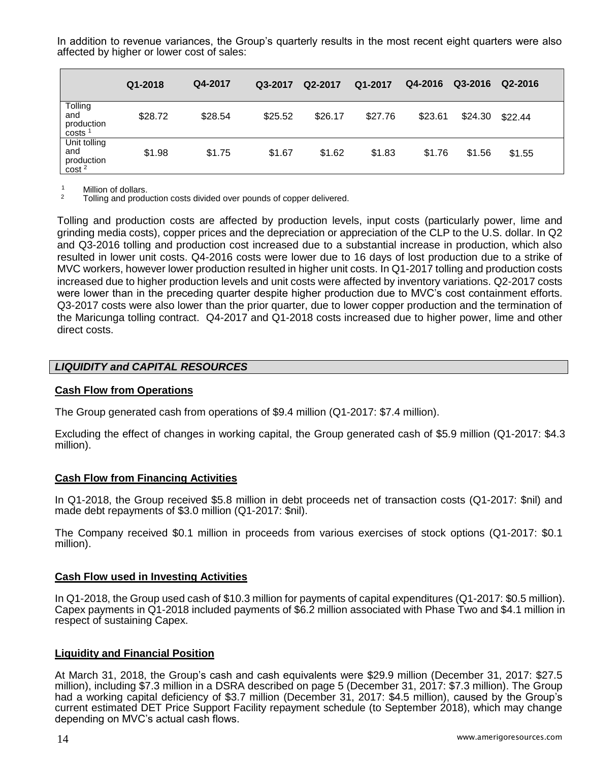In addition to revenue variances, the Group's quarterly results in the most recent eight quarters were also affected by higher or lower cost of sales:

| | Q1-2018 | Q4-2017 | Q3-2017 | Q2-2017 | Q1-2017 | Q4-2016 | Q3-2016 | Q2-2016 |
|---|---|---|---|---|---|---|---|---|
| Tolling and production costs [1] | $28.72 | $28.54 | $25.52 | $26.17 | $27.76 | $23.61 | $24.30 | $22.44 |
| Unit tolling and production cost [2] | $1.98 | $1.75 | $1.67 | $1.62 | $1.83 | $1.76 | $1.56 | $1.55 |

[1] Million of dollars.
[2] Tolling and production costs divided over pounds of copper delivered.

Tolling and production costs are affected by production levels, input costs (particularly power, lime and grinding media costs), copper prices and the depreciation or appreciation of the CLP to the U.S. dollar. In Q2 and Q3-2016 tolling and production cost increased due to a substantial increase in production, which also resulted in lower unit costs. Q4-2016 costs were lower due to 16 days of lost production due to a strike of MVC workers, however lower production resulted in higher unit costs. In Q1-2017 tolling and production costs increased due to higher production levels and unit costs were affected by inventory variations. Q2-2017 costs were lower than in the preceding quarter despite higher production due to MVC's cost containment efforts. Q3-2017 costs were also lower than the prior quarter, due to lower copper production and the termination of the Maricunga tolling contract. Q4-2017 and Q1-2018 costs increased due to higher power, lime and other direct costs.

## *LIQUIDITY and CAPITAL RESOURCES*

### Cash Flow from Operations

The Group generated cash from operations of $9.4 million (Q1-2017: $7.4 million).

Excluding the effect of changes in working capital, the Group generated cash of $5.9 million (Q1-2017: $4.3 million).

### Cash Flow from Financing Activities

In Q1-2018, the Group received $5.8 million in debt proceeds net of transaction costs (Q1-2017: $nil) and made debt repayments of $3.0 million (Q1-2017: $nil).

The Company received $0.1 million in proceeds from various exercises of stock options (Q1-2017: $0.1 million).

### Cash Flow used in Investing Activities

In Q1-2018, the Group used cash of $10.3 million for payments of capital expenditures (Q1-2017: $0.5 million). Capex payments in Q1-2018 included payments of $6.2 million associated with Phase Two and $4.1 million in respect of sustaining Capex.

### Liquidity and Financial Position

At March 31, 2018, the Group's cash and cash equivalents were $29.9 million (December 31, 2017: $27.5 million), including $7.3 million in a DSRA described on page 5 (December 31, 2017: $7.3 million). The Group had a working capital deficiency of $3.7 million (December 31, 2017: $4.5 million), caused by the Group's current estimated DET Price Support Facility repayment schedule (to September 2018), which may change depending on MVC's actual cash flows.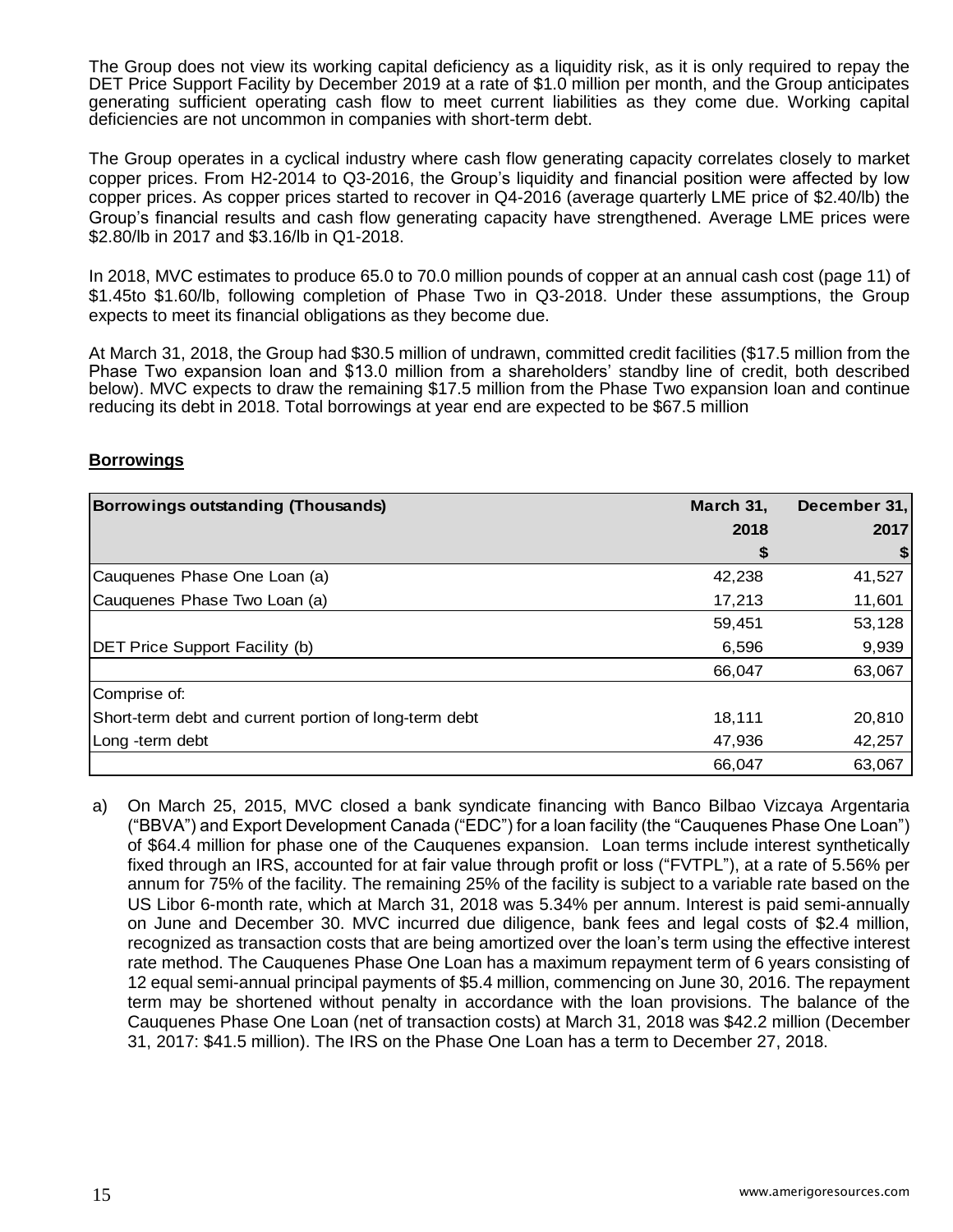The Group does not view its working capital deficiency as a liquidity risk, as it is only required to repay the DET Price Support Facility by December 2019 at a rate of $1.0 million per month, and the Group anticipates generating sufficient operating cash flow to meet current liabilities as they come due. Working capital deficiencies are not uncommon in companies with short-term debt.

The Group operates in a cyclical industry where cash flow generating capacity correlates closely to market copper prices. From H2-2014 to Q3-2016, the Group's liquidity and financial position were affected by low copper prices. As copper prices started to recover in Q4-2016 (average quarterly LME price of $2.40/lb) the Group's financial results and cash flow generating capacity have strengthened. Average LME prices were $2.80/lb in 2017 and $3.16/lb in Q1-2018.

In 2018, MVC estimates to produce 65.0 to 70.0 million pounds of copper at an annual cash cost (page 11) of $1.45to $1.60/lb, following completion of Phase Two in Q3-2018. Under these assumptions, the Group expects to meet its financial obligations as they become due.

At March 31, 2018, the Group had $30.5 million of undrawn, committed credit facilities ($17.5 million from the Phase Two expansion loan and $13.0 million from a shareholders' standby line of credit, both described below). MVC expects to draw the remaining $17.5 million from the Phase Two expansion loan and continue reducing its debt in 2018. Total borrowings at year end are expected to be $67.5 million

## Borrowings

| Borrowings outstanding (Thousands) | March 31, 2018 $ | December 31, 2017 $ |
|---|---|---|
| Cauquenes Phase One Loan (a) | 42,238 | 41,527 |
| Cauquenes Phase Two Loan (a) | 17,213 | 11,601 |
| | 59,451 | 53,128 |
| DET Price Support Facility (b) | 6,596 | 9,939 |
| | 66,047 | 63,067 |
| Comprise of: | | |
| Short-term debt and current portion of long-term debt | 18,111 | 20,810 |
| Long -term debt | 47,936 | 42,257 |
| | 66,047 | 63,067 |

a) On March 25, 2015, MVC closed a bank syndicate financing with Banco Bilbao Vizcaya Argentaria ("BBVA") and Export Development Canada ("EDC") for a loan facility (the "Cauquenes Phase One Loan") of $64.4 million for phase one of the Cauquenes expansion. Loan terms include interest synthetically fixed through an IRS, accounted for at fair value through profit or loss ("FVTPL"), at a rate of 5.56% per annum for 75% of the facility. The remaining 25% of the facility is subject to a variable rate based on the US Libor 6-month rate, which at March 31, 2018 was 5.34% per annum. Interest is paid semi-annually on June and December 30. MVC incurred due diligence, bank fees and legal costs of $2.4 million, recognized as transaction costs that are being amortized over the loan's term using the effective interest rate method. The Cauquenes Phase One Loan has a maximum repayment term of 6 years consisting of 12 equal semi-annual principal payments of $5.4 million, commencing on June 30, 2016. The repayment term may be shortened without penalty in accordance with the loan provisions. The balance of the Cauquenes Phase One Loan (net of transaction costs) at March 31, 2018 was $42.2 million (December 31, 2017: $41.5 million). The IRS on the Phase One Loan has a term to December 27, 2018.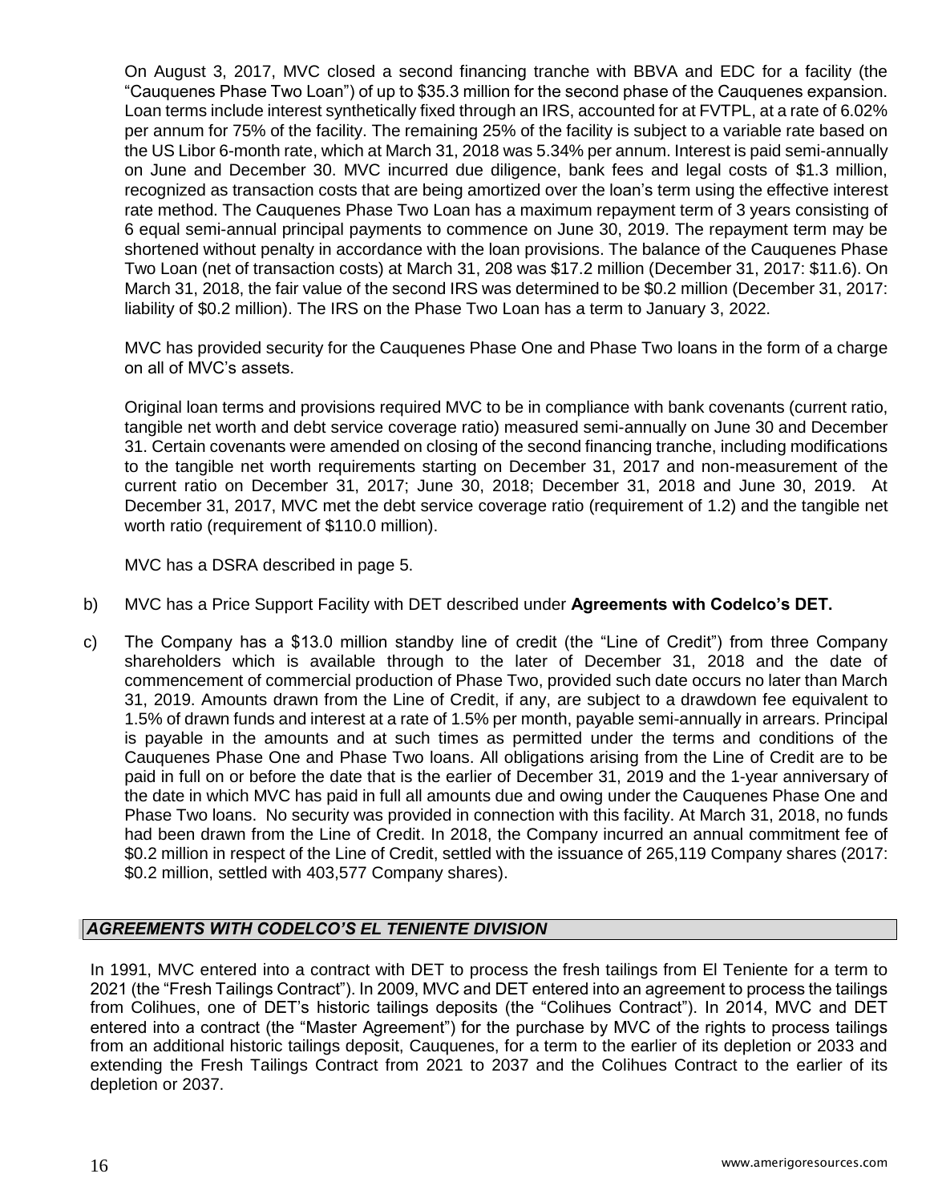On August 3, 2017, MVC closed a second financing tranche with BBVA and EDC for a facility (the "Cauquenes Phase Two Loan") of up to $35.3 million for the second phase of the Cauquenes expansion. Loan terms include interest synthetically fixed through an IRS, accounted for at FVTPL, at a rate of 6.02% per annum for 75% of the facility. The remaining 25% of the facility is subject to a variable rate based on the US Libor 6-month rate, which at March 31, 2018 was 5.34% per annum. Interest is paid semi-annually on June and December 30. MVC incurred due diligence, bank fees and legal costs of $1.3 million, recognized as transaction costs that are being amortized over the loan's term using the effective interest rate method. The Cauquenes Phase Two Loan has a maximum repayment term of 3 years consisting of 6 equal semi-annual principal payments to commence on June 30, 2019. The repayment term may be shortened without penalty in accordance with the loan provisions. The balance of the Cauquenes Phase Two Loan (net of transaction costs) at March 31, 208 was $17.2 million (December 31, 2017: $11.6). On March 31, 2018, the fair value of the second IRS was determined to be $0.2 million (December 31, 2017: liability of $0.2 million). The IRS on the Phase Two Loan has a term to January 3, 2022.

MVC has provided security for the Cauquenes Phase One and Phase Two loans in the form of a charge on all of MVC's assets.

Original loan terms and provisions required MVC to be in compliance with bank covenants (current ratio, tangible net worth and debt service coverage ratio) measured semi-annually on June 30 and December 31. Certain covenants were amended on closing of the second financing tranche, including modifications to the tangible net worth requirements starting on December 31, 2017 and non-measurement of the current ratio on December 31, 2017; June 30, 2018; December 31, 2018 and June 30, 2019. At December 31, 2017, MVC met the debt service coverage ratio (requirement of 1.2) and the tangible net worth ratio (requirement of $110.0 million).

MVC has a DSRA described in page 5.

b) MVC has a Price Support Facility with DET described under **Agreements with Codelco's DET.**

c) The Company has a $13.0 million standby line of credit (the "Line of Credit") from three Company shareholders which is available through to the later of December 31, 2018 and the date of commencement of commercial production of Phase Two, provided such date occurs no later than March 31, 2019. Amounts drawn from the Line of Credit, if any, are subject to a drawdown fee equivalent to 1.5% of drawn funds and interest at a rate of 1.5% per month, payable semi-annually in arrears. Principal is payable in the amounts and at such times as permitted under the terms and conditions of the Cauquenes Phase One and Phase Two loans. All obligations arising from the Line of Credit are to be paid in full on or before the date that is the earlier of December 31, 2019 and the 1-year anniversary of the date in which MVC has paid in full all amounts due and owing under the Cauquenes Phase One and Phase Two loans. No security was provided in connection with this facility. At March 31, 2018, no funds had been drawn from the Line of Credit. In 2018, the Company incurred an annual commitment fee of $0.2 million in respect of the Line of Credit, settled with the issuance of 265,119 Company shares (2017: $0.2 million, settled with 403,577 Company shares).

## *AGREEMENTS WITH CODELCO'S EL TENIENTE DIVISION*

In 1991, MVC entered into a contract with DET to process the fresh tailings from El Teniente for a term to 2021 (the "Fresh Tailings Contract"). In 2009, MVC and DET entered into an agreement to process the tailings from Colihues, one of DET's historic tailings deposits (the "Colihues Contract"). In 2014, MVC and DET entered into a contract (the "Master Agreement") for the purchase by MVC of the rights to process tailings from an additional historic tailings deposit, Cauquenes, for a term to the earlier of its depletion or 2033 and extending the Fresh Tailings Contract from 2021 to 2037 and the Colihues Contract to the earlier of its depletion or 2037.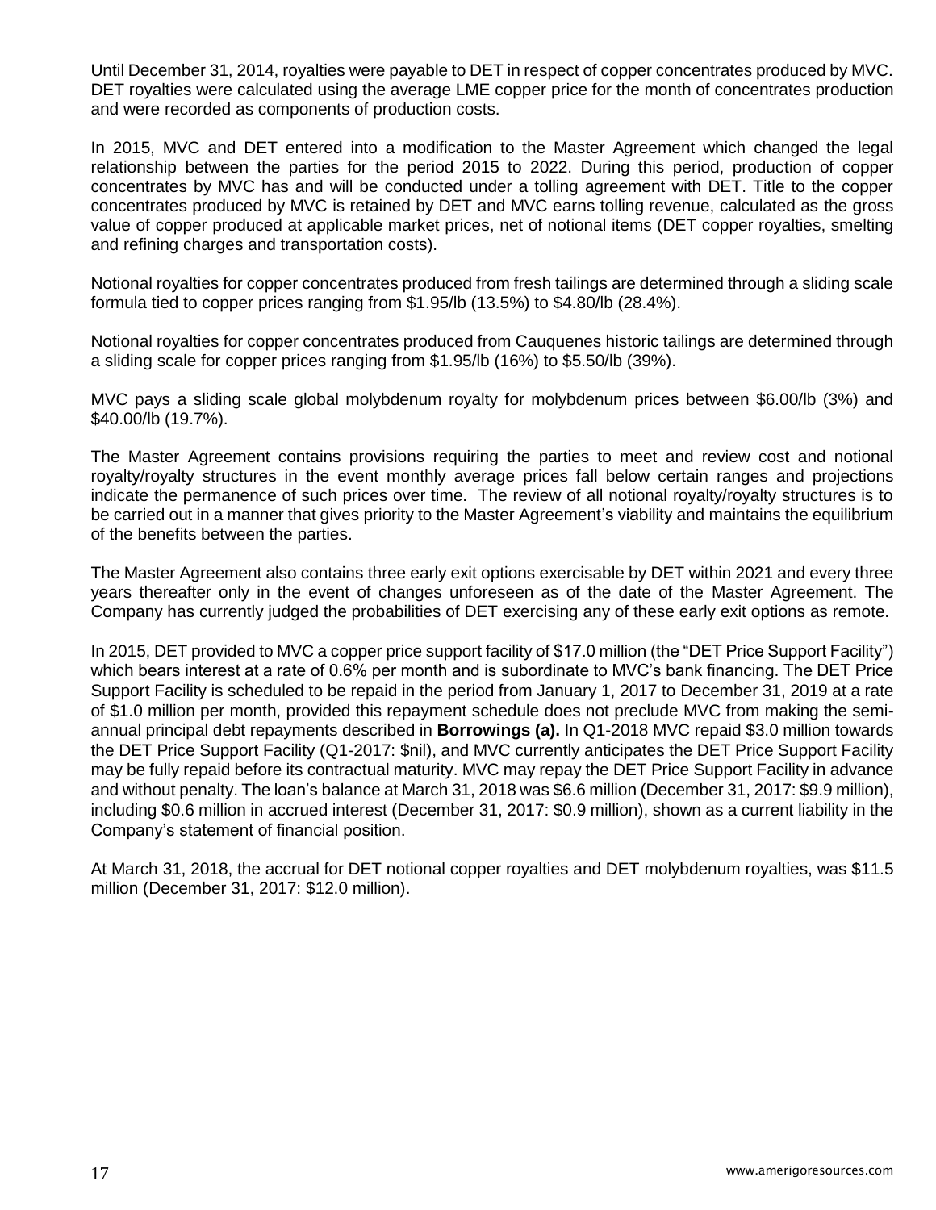Until December 31, 2014, royalties were payable to DET in respect of copper concentrates produced by MVC. DET royalties were calculated using the average LME copper price for the month of concentrates production and were recorded as components of production costs.

In 2015, MVC and DET entered into a modification to the Master Agreement which changed the legal relationship between the parties for the period 2015 to 2022. During this period, production of copper concentrates by MVC has and will be conducted under a tolling agreement with DET. Title to the copper concentrates produced by MVC is retained by DET and MVC earns tolling revenue, calculated as the gross value of copper produced at applicable market prices, net of notional items (DET copper royalties, smelting and refining charges and transportation costs).

Notional royalties for copper concentrates produced from fresh tailings are determined through a sliding scale formula tied to copper prices ranging from $1.95/lb (13.5%) to $4.80/lb (28.4%).

Notional royalties for copper concentrates produced from Cauquenes historic tailings are determined through a sliding scale for copper prices ranging from $1.95/lb (16%) to $5.50/lb (39%).

MVC pays a sliding scale global molybdenum royalty for molybdenum prices between $6.00/lb (3%) and $40.00/lb (19.7%).

The Master Agreement contains provisions requiring the parties to meet and review cost and notional royalty/royalty structures in the event monthly average prices fall below certain ranges and projections indicate the permanence of such prices over time. The review of all notional royalty/royalty structures is to be carried out in a manner that gives priority to the Master Agreement's viability and maintains the equilibrium of the benefits between the parties.

The Master Agreement also contains three early exit options exercisable by DET within 2021 and every three years thereafter only in the event of changes unforeseen as of the date of the Master Agreement. The Company has currently judged the probabilities of DET exercising any of these early exit options as remote.

In 2015, DET provided to MVC a copper price support facility of $17.0 million (the "DET Price Support Facility") which bears interest at a rate of 0.6% per month and is subordinate to MVC's bank financing. The DET Price Support Facility is scheduled to be repaid in the period from January 1, 2017 to December 31, 2019 at a rate of $1.0 million per month, provided this repayment schedule does not preclude MVC from making the semi-annual principal debt repayments described in **Borrowings (a).** In Q1-2018 MVC repaid $3.0 million towards the DET Price Support Facility (Q1-2017: $nil), and MVC currently anticipates the DET Price Support Facility may be fully repaid before its contractual maturity. MVC may repay the DET Price Support Facility in advance and without penalty. The loan's balance at March 31, 2018 was $6.6 million (December 31, 2017: $9.9 million), including $0.6 million in accrued interest (December 31, 2017: $0.9 million), shown as a current liability in the Company's statement of financial position.

At March 31, 2018, the accrual for DET notional copper royalties and DET molybdenum royalties, was $11.5 million (December 31, 2017: $12.0 million).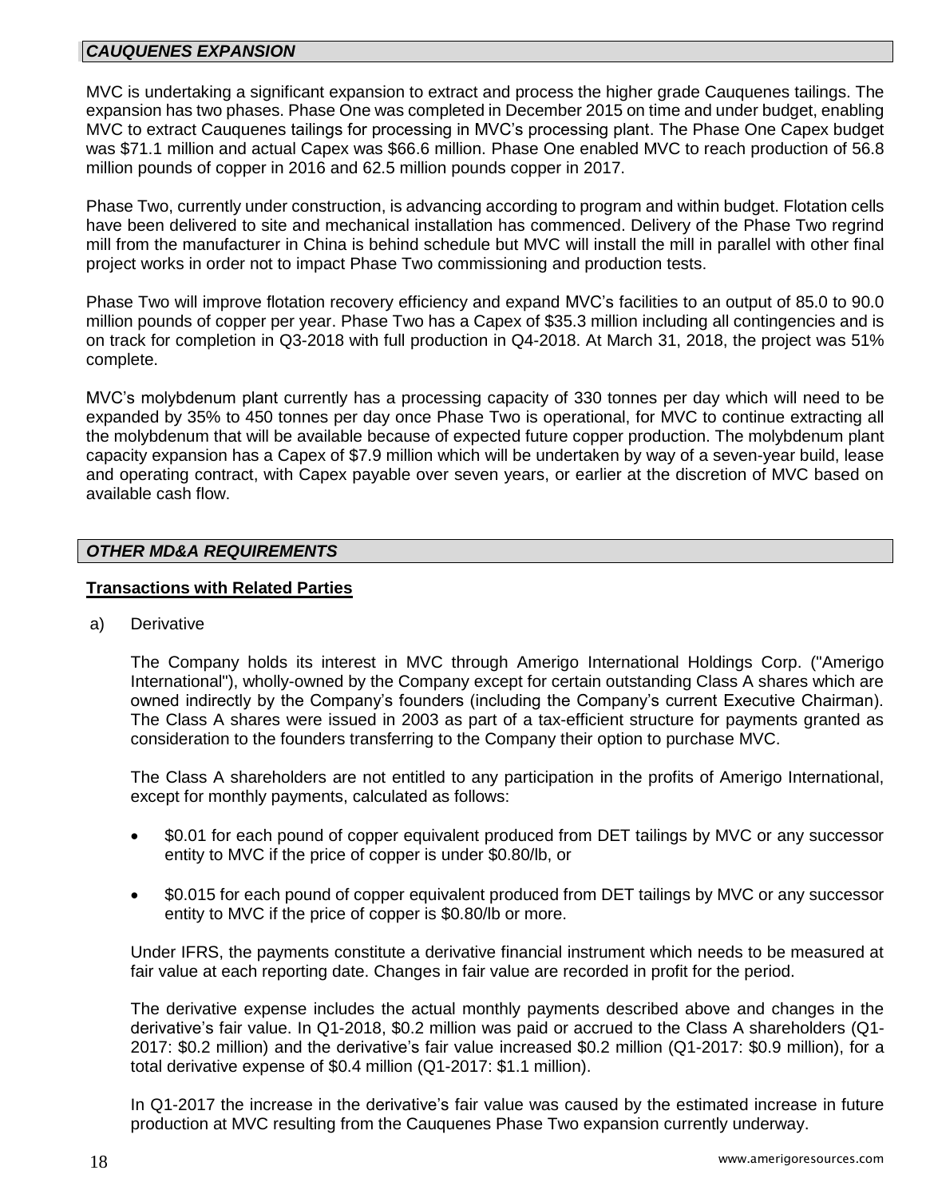## *CAUQUENES EXPANSION*

MVC is undertaking a significant expansion to extract and process the higher grade Cauquenes tailings. The expansion has two phases. Phase One was completed in December 2015 on time and under budget, enabling MVC to extract Cauquenes tailings for processing in MVC's processing plant. The Phase One Capex budget was $71.1 million and actual Capex was $66.6 million. Phase One enabled MVC to reach production of 56.8 million pounds of copper in 2016 and 62.5 million pounds copper in 2017.

Phase Two, currently under construction, is advancing according to program and within budget. Flotation cells have been delivered to site and mechanical installation has commenced. Delivery of the Phase Two regrind mill from the manufacturer in China is behind schedule but MVC will install the mill in parallel with other final project works in order not to impact Phase Two commissioning and production tests.

Phase Two will improve flotation recovery efficiency and expand MVC's facilities to an output of 85.0 to 90.0 million pounds of copper per year. Phase Two has a Capex of $35.3 million including all contingencies and is on track for completion in Q3-2018 with full production in Q4-2018. At March 31, 2018, the project was 51% complete.

MVC's molybdenum plant currently has a processing capacity of 330 tonnes per day which will need to be expanded by 35% to 450 tonnes per day once Phase Two is operational, for MVC to continue extracting all the molybdenum that will be available because of expected future copper production. The molybdenum plant capacity expansion has a Capex of $7.9 million which will be undertaken by way of a seven-year build, lease and operating contract, with Capex payable over seven years, or earlier at the discretion of MVC based on available cash flow.

## *OTHER MD&A REQUIREMENTS*

### Transactions with Related Parties

a) Derivative

The Company holds its interest in MVC through Amerigo International Holdings Corp. ("Amerigo International"), wholly-owned by the Company except for certain outstanding Class A shares which are owned indirectly by the Company's founders (including the Company's current Executive Chairman). The Class A shares were issued in 2003 as part of a tax-efficient structure for payments granted as consideration to the founders transferring to the Company their option to purchase MVC.

The Class A shareholders are not entitled to any participation in the profits of Amerigo International, except for monthly payments, calculated as follows:

- $0.01 for each pound of copper equivalent produced from DET tailings by MVC or any successor entity to MVC if the price of copper is under $0.80/lb, or
- $0.015 for each pound of copper equivalent produced from DET tailings by MVC or any successor entity to MVC if the price of copper is $0.80/lb or more.

Under IFRS, the payments constitute a derivative financial instrument which needs to be measured at fair value at each reporting date. Changes in fair value are recorded in profit for the period.

The derivative expense includes the actual monthly payments described above and changes in the derivative's fair value. In Q1-2018, $0.2 million was paid or accrued to the Class A shareholders (Q1-2017: $0.2 million) and the derivative's fair value increased $0.2 million (Q1-2017: $0.9 million), for a total derivative expense of $0.4 million (Q1-2017: $1.1 million).

In Q1-2017 the increase in the derivative's fair value was caused by the estimated increase in future production at MVC resulting from the Cauquenes Phase Two expansion currently underway.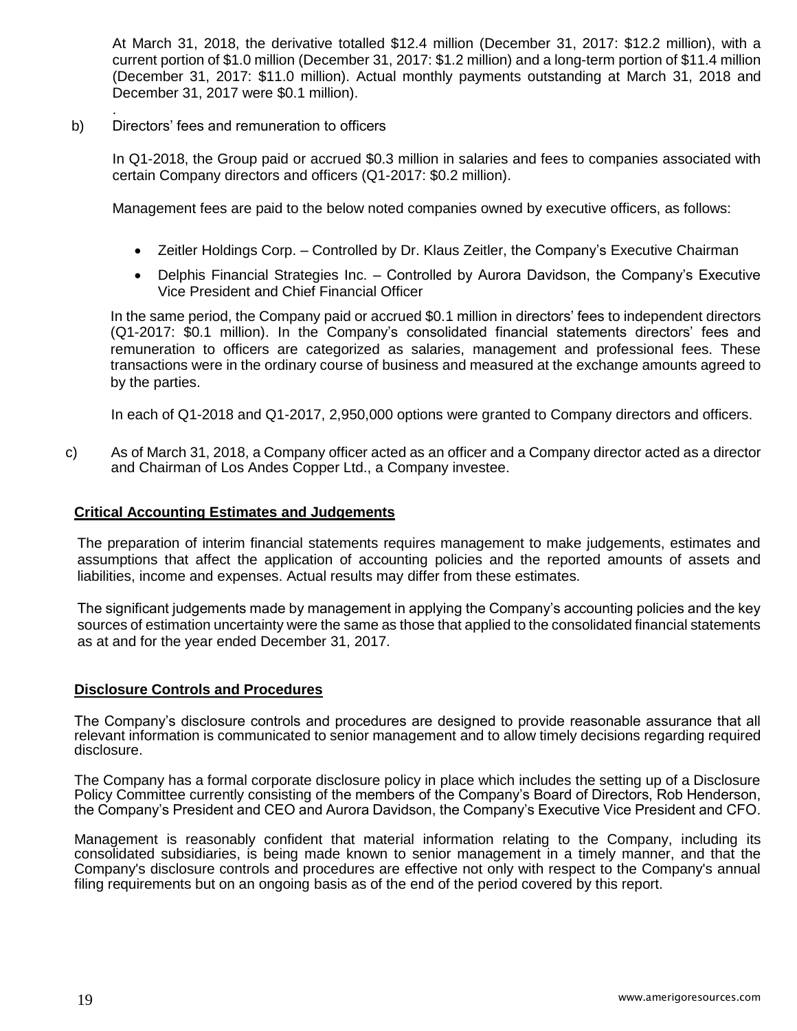At March 31, 2018, the derivative totalled \$12.4 million (December 31, 2017: \$12.2 million), with a current portion of \$1.0 million (December 31, 2017: \$1.2 million) and a long-term portion of \$11.4 million (December 31, 2017: \$11.0 million). Actual monthly payments outstanding at March 31, 2018 and December 31, 2017 were \$0.1 million).

b) Directors' fees and remuneration to officers

In Q1-2018, the Group paid or accrued \$0.3 million in salaries and fees to companies associated with certain Company directors and officers (Q1-2017: \$0.2 million).

Management fees are paid to the below noted companies owned by executive officers, as follows:

- Zeitler Holdings Corp. – Controlled by Dr. Klaus Zeitler, the Company's Executive Chairman
- Delphis Financial Strategies Inc. – Controlled by Aurora Davidson, the Company's Executive Vice President and Chief Financial Officer

In the same period, the Company paid or accrued \$0.1 million in directors' fees to independent directors (Q1-2017: \$0.1 million). In the Company's consolidated financial statements directors' fees and remuneration to officers are categorized as salaries, management and professional fees. These transactions were in the ordinary course of business and measured at the exchange amounts agreed to by the parties.

In each of Q1-2018 and Q1-2017, 2,950,000 options were granted to Company directors and officers.

c) As of March 31, 2018, a Company officer acted as an officer and a Company director acted as a director and Chairman of Los Andes Copper Ltd., a Company investee.

## Critical Accounting Estimates and Judgements

The preparation of interim financial statements requires management to make judgements, estimates and assumptions that affect the application of accounting policies and the reported amounts of assets and liabilities, income and expenses. Actual results may differ from these estimates.

The significant judgements made by management in applying the Company's accounting policies and the key sources of estimation uncertainty were the same as those that applied to the consolidated financial statements as at and for the year ended December 31, 2017.

## Disclosure Controls and Procedures

The Company's disclosure controls and procedures are designed to provide reasonable assurance that all relevant information is communicated to senior management and to allow timely decisions regarding required disclosure.

The Company has a formal corporate disclosure policy in place which includes the setting up of a Disclosure Policy Committee currently consisting of the members of the Company's Board of Directors, Rob Henderson, the Company's President and CEO and Aurora Davidson, the Company's Executive Vice President and CFO.

Management is reasonably confident that material information relating to the Company, including its consolidated subsidiaries, is being made known to senior management in a timely manner, and that the Company's disclosure controls and procedures are effective not only with respect to the Company's annual filing requirements but on an ongoing basis as of the end of the period covered by this report.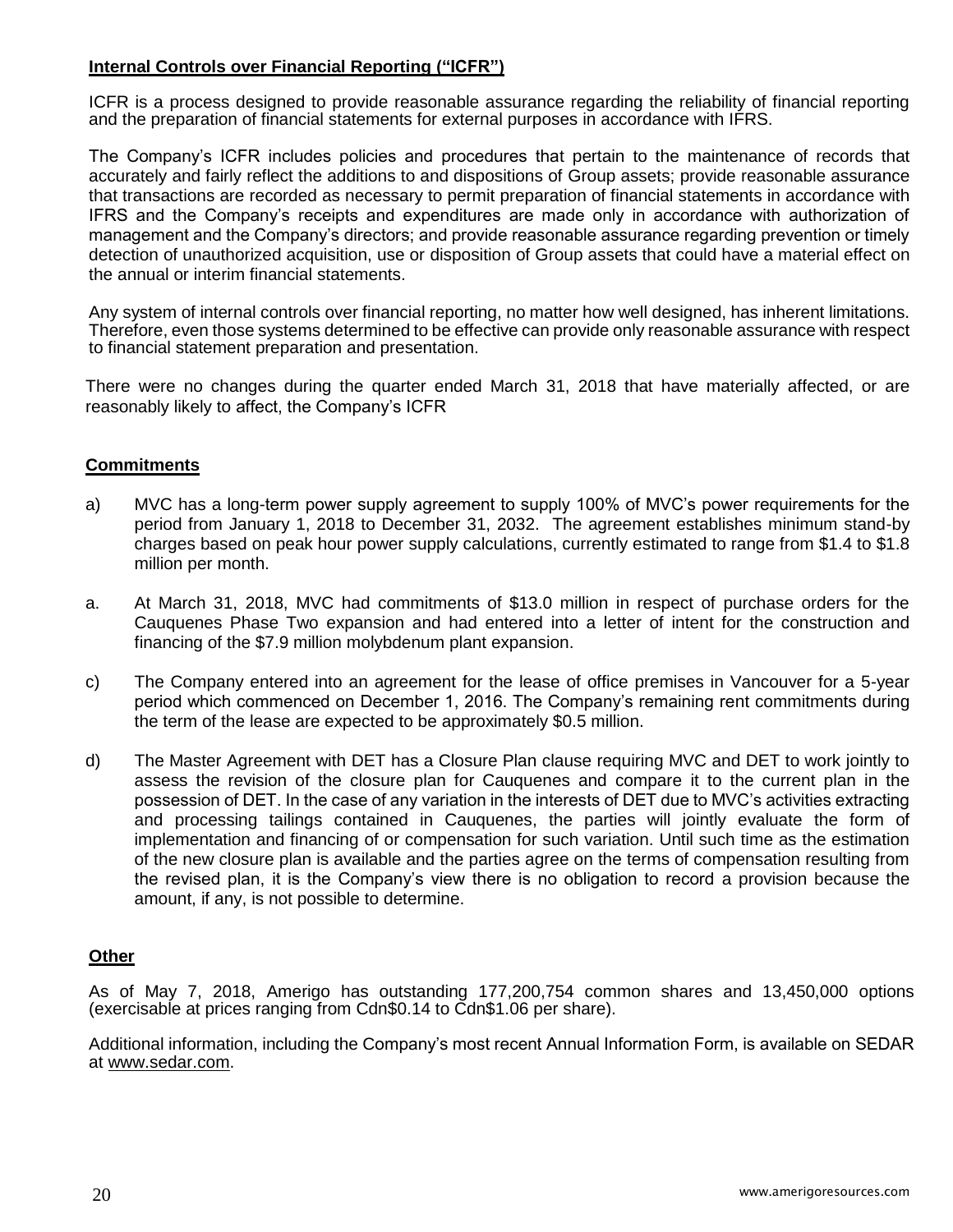**Internal Controls over Financial Reporting ("ICFR")**

ICFR is a process designed to provide reasonable assurance regarding the reliability of financial reporting and the preparation of financial statements for external purposes in accordance with IFRS.

The Company's ICFR includes policies and procedures that pertain to the maintenance of records that accurately and fairly reflect the additions to and dispositions of Group assets; provide reasonable assurance that transactions are recorded as necessary to permit preparation of financial statements in accordance with IFRS and the Company's receipts and expenditures are made only in accordance with authorization of management and the Company's directors; and provide reasonable assurance regarding prevention or timely detection of unauthorized acquisition, use or disposition of Group assets that could have a material effect on the annual or interim financial statements.

Any system of internal controls over financial reporting, no matter how well designed, has inherent limitations. Therefore, even those systems determined to be effective can provide only reasonable assurance with respect to financial statement preparation and presentation.

There were no changes during the quarter ended March 31, 2018 that have materially affected, or are reasonably likely to affect, the Company's ICFR

**Commitments**

a) MVC has a long-term power supply agreement to supply 100% of MVC's power requirements for the period from January 1, 2018 to December 31, 2032. The agreement establishes minimum stand-by charges based on peak hour power supply calculations, currently estimated to range from $1.4 to $1.8 million per month.

a. At March 31, 2018, MVC had commitments of $13.0 million in respect of purchase orders for the Cauquenes Phase Two expansion and had entered into a letter of intent for the construction and financing of the $7.9 million molybdenum plant expansion.

c) The Company entered into an agreement for the lease of office premises in Vancouver for a 5-year period which commenced on December 1, 2016. The Company's remaining rent commitments during the term of the lease are expected to be approximately $0.5 million.

d) The Master Agreement with DET has a Closure Plan clause requiring MVC and DET to work jointly to assess the revision of the closure plan for Cauquenes and compare it to the current plan in the possession of DET. In the case of any variation in the interests of DET due to MVC's activities extracting and processing tailings contained in Cauquenes, the parties will jointly evaluate the form of implementation and financing of or compensation for such variation. Until such time as the estimation of the new closure plan is available and the parties agree on the terms of compensation resulting from the revised plan, it is the Company's view there is no obligation to record a provision because the amount, if any, is not possible to determine.

**Other**

As of May 7, 2018, Amerigo has outstanding 177,200,754 common shares and 13,450,000 options (exercisable at prices ranging from Cdn$0.14 to Cdn$1.06 per share).

Additional information, including the Company's most recent Annual Information Form, is available on SEDAR at www.sedar.com.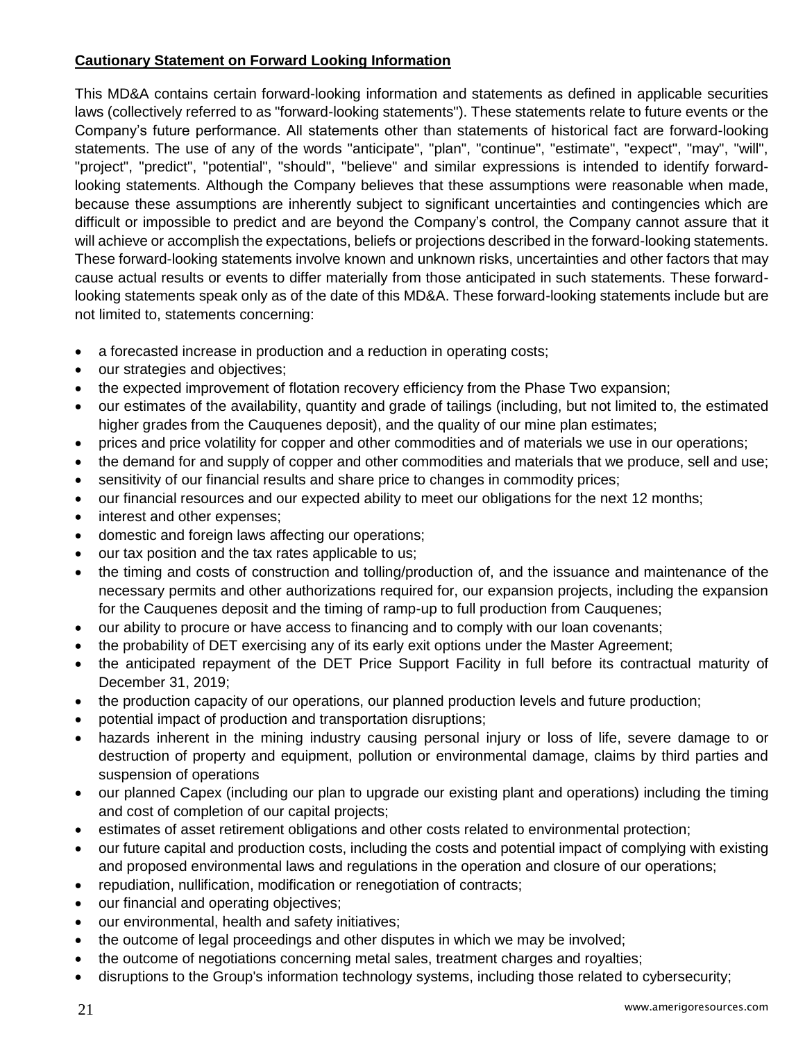**Cautionary Statement on Forward Looking Information**

This MD&A contains certain forward-looking information and statements as defined in applicable securities laws (collectively referred to as "forward-looking statements"). These statements relate to future events or the Company's future performance. All statements other than statements of historical fact are forward-looking statements. The use of any of the words "anticipate", "plan", "continue", "estimate", "expect", "may", "will", "project", "predict", "potential", "should", "believe" and similar expressions is intended to identify forward-looking statements. Although the Company believes that these assumptions were reasonable when made, because these assumptions are inherently subject to significant uncertainties and contingencies which are difficult or impossible to predict and are beyond the Company's control, the Company cannot assure that it will achieve or accomplish the expectations, beliefs or projections described in the forward-looking statements. These forward-looking statements involve known and unknown risks, uncertainties and other factors that may cause actual results or events to differ materially from those anticipated in such statements. These forward-looking statements speak only as of the date of this MD&A. These forward-looking statements include but are not limited to, statements concerning:

- a forecasted increase in production and a reduction in operating costs;
- our strategies and objectives;
- the expected improvement of flotation recovery efficiency from the Phase Two expansion;
- our estimates of the availability, quantity and grade of tailings (including, but not limited to, the estimated higher grades from the Cauquenes deposit), and the quality of our mine plan estimates;
- prices and price volatility for copper and other commodities and of materials we use in our operations;
- the demand for and supply of copper and other commodities and materials that we produce, sell and use;
- sensitivity of our financial results and share price to changes in commodity prices;
- our financial resources and our expected ability to meet our obligations for the next 12 months;
- interest and other expenses;
- domestic and foreign laws affecting our operations;
- our tax position and the tax rates applicable to us;
- the timing and costs of construction and tolling/production of, and the issuance and maintenance of the necessary permits and other authorizations required for, our expansion projects, including the expansion for the Cauquenes deposit and the timing of ramp-up to full production from Cauquenes;
- our ability to procure or have access to financing and to comply with our loan covenants;
- the probability of DET exercising any of its early exit options under the Master Agreement;
- the anticipated repayment of the DET Price Support Facility in full before its contractual maturity of December 31, 2019;
- the production capacity of our operations, our planned production levels and future production;
- potential impact of production and transportation disruptions;
- hazards inherent in the mining industry causing personal injury or loss of life, severe damage to or destruction of property and equipment, pollution or environmental damage, claims by third parties and suspension of operations
- our planned Capex (including our plan to upgrade our existing plant and operations) including the timing and cost of completion of our capital projects;
- estimates of asset retirement obligations and other costs related to environmental protection;
- our future capital and production costs, including the costs and potential impact of complying with existing and proposed environmental laws and regulations in the operation and closure of our operations;
- repudiation, nullification, modification or renegotiation of contracts;
- our financial and operating objectives;
- our environmental, health and safety initiatives;
- the outcome of legal proceedings and other disputes in which we may be involved;
- the outcome of negotiations concerning metal sales, treatment charges and royalties;
- disruptions to the Group's information technology systems, including those related to cybersecurity;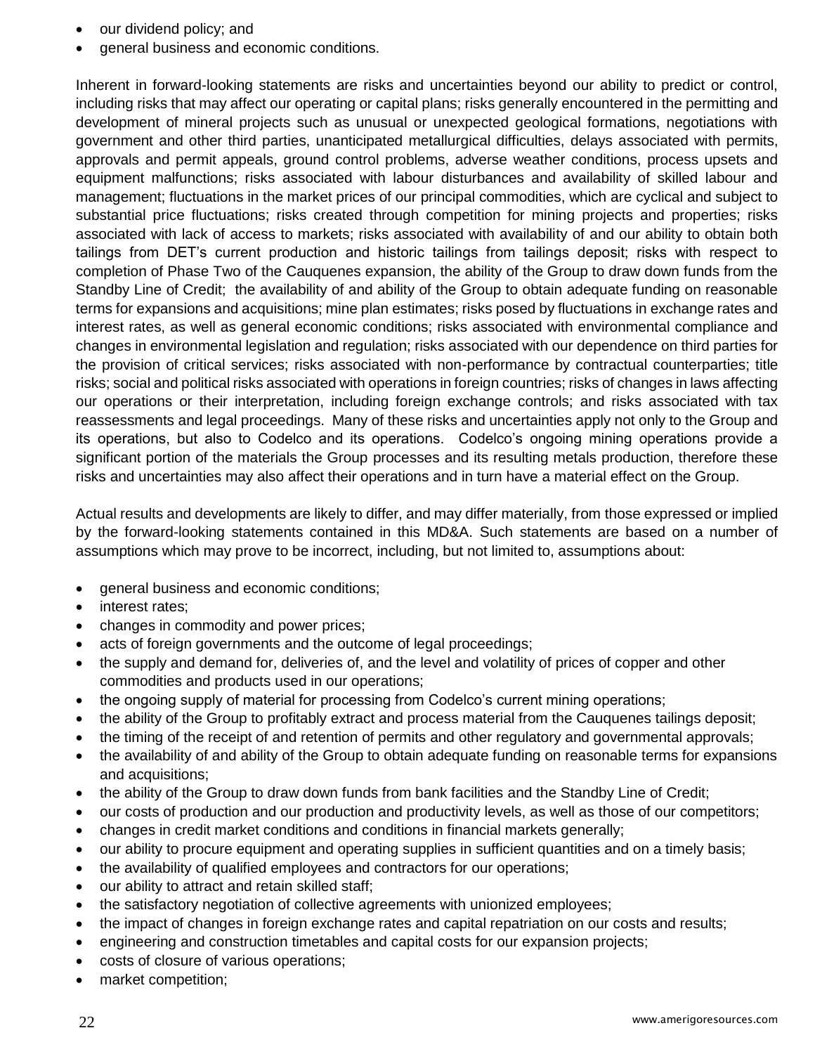- our dividend policy; and
- general business and economic conditions.

Inherent in forward-looking statements are risks and uncertainties beyond our ability to predict or control, including risks that may affect our operating or capital plans; risks generally encountered in the permitting and development of mineral projects such as unusual or unexpected geological formations, negotiations with government and other third parties, unanticipated metallurgical difficulties, delays associated with permits, approvals and permit appeals, ground control problems, adverse weather conditions, process upsets and equipment malfunctions; risks associated with labour disturbances and availability of skilled labour and management; fluctuations in the market prices of our principal commodities, which are cyclical and subject to substantial price fluctuations; risks created through competition for mining projects and properties; risks associated with lack of access to markets; risks associated with availability of and our ability to obtain both tailings from DET's current production and historic tailings from tailings deposit; risks with respect to completion of Phase Two of the Cauquenes expansion, the ability of the Group to draw down funds from the Standby Line of Credit; the availability of and ability of the Group to obtain adequate funding on reasonable terms for expansions and acquisitions; mine plan estimates; risks posed by fluctuations in exchange rates and interest rates, as well as general economic conditions; risks associated with environmental compliance and changes in environmental legislation and regulation; risks associated with our dependence on third parties for the provision of critical services; risks associated with non-performance by contractual counterparties; title risks; social and political risks associated with operations in foreign countries; risks of changes in laws affecting our operations or their interpretation, including foreign exchange controls; and risks associated with tax reassessments and legal proceedings. Many of these risks and uncertainties apply not only to the Group and its operations, but also to Codelco and its operations. Codelco's ongoing mining operations provide a significant portion of the materials the Group processes and its resulting metals production, therefore these risks and uncertainties may also affect their operations and in turn have a material effect on the Group.

Actual results and developments are likely to differ, and may differ materially, from those expressed or implied by the forward-looking statements contained in this MD&A. Such statements are based on a number of assumptions which may prove to be incorrect, including, but not limited to, assumptions about:

- general business and economic conditions;
- interest rates;
- changes in commodity and power prices;
- acts of foreign governments and the outcome of legal proceedings;
- the supply and demand for, deliveries of, and the level and volatility of prices of copper and other commodities and products used in our operations;
- the ongoing supply of material for processing from Codelco's current mining operations;
- the ability of the Group to profitably extract and process material from the Cauquenes tailings deposit;
- the timing of the receipt of and retention of permits and other regulatory and governmental approvals;
- the availability of and ability of the Group to obtain adequate funding on reasonable terms for expansions and acquisitions;
- the ability of the Group to draw down funds from bank facilities and the Standby Line of Credit;
- our costs of production and our production and productivity levels, as well as those of our competitors;
- changes in credit market conditions and conditions in financial markets generally;
- our ability to procure equipment and operating supplies in sufficient quantities and on a timely basis;
- the availability of qualified employees and contractors for our operations;
- our ability to attract and retain skilled staff;
- the satisfactory negotiation of collective agreements with unionized employees;
- the impact of changes in foreign exchange rates and capital repatriation on our costs and results;
- engineering and construction timetables and capital costs for our expansion projects;
- costs of closure of various operations;
- market competition;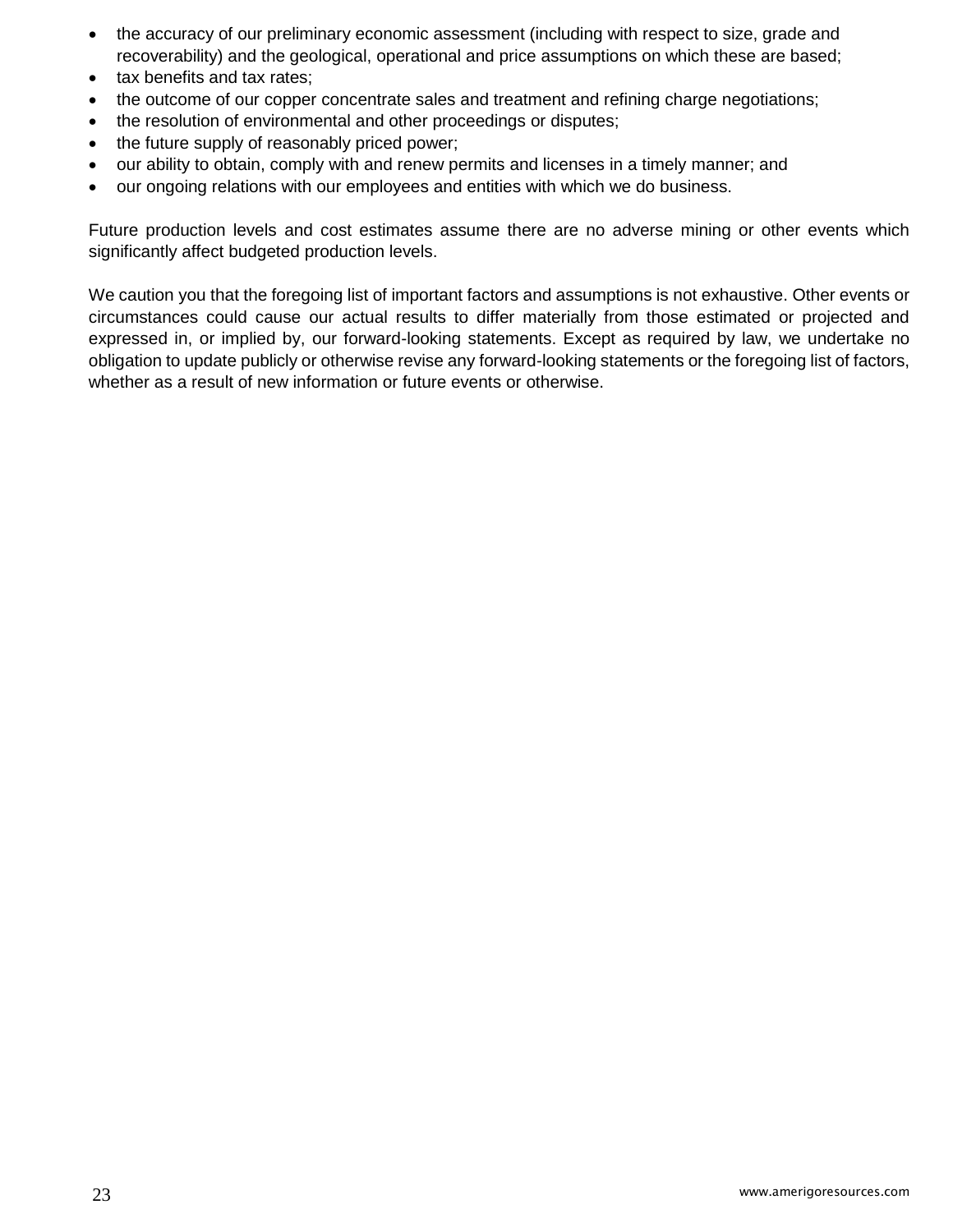- the accuracy of our preliminary economic assessment (including with respect to size, grade and recoverability) and the geological, operational and price assumptions on which these are based;
- tax benefits and tax rates;
- the outcome of our copper concentrate sales and treatment and refining charge negotiations;
- the resolution of environmental and other proceedings or disputes;
- the future supply of reasonably priced power;
- our ability to obtain, comply with and renew permits and licenses in a timely manner; and
- our ongoing relations with our employees and entities with which we do business.

Future production levels and cost estimates assume there are no adverse mining or other events which significantly affect budgeted production levels.

We caution you that the foregoing list of important factors and assumptions is not exhaustive. Other events or circumstances could cause our actual results to differ materially from those estimated or projected and expressed in, or implied by, our forward-looking statements. Except as required by law, we undertake no obligation to update publicly or otherwise revise any forward-looking statements or the foregoing list of factors, whether as a result of new information or future events or otherwise.